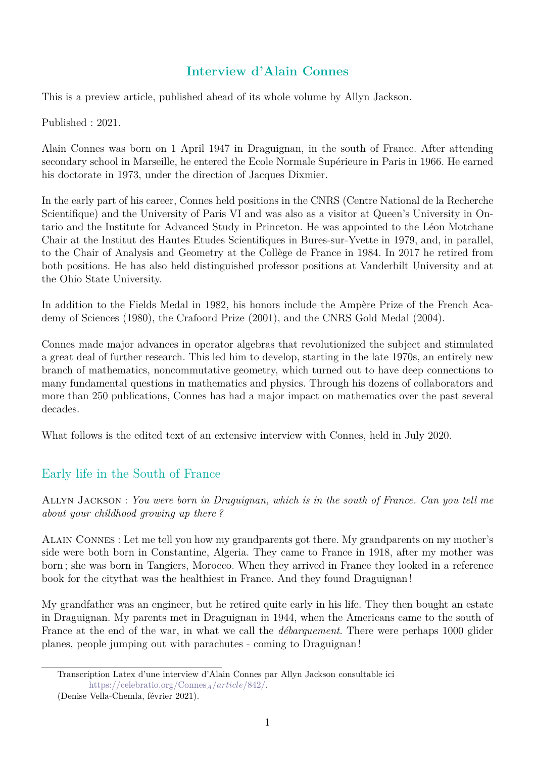# Interview d'Alain Connes

This is a preview article, published ahead of its whole volume by Allyn Jackson.

Published : 2021.

Alain Connes was born on 1 April 1947 in Draguignan, in the south of France. After attending secondary school in Marseille, he entered the Ecole Normale Supérieure in Paris in 1966. He earned his doctorate in 1973, under the direction of Jacques Dixmier.

In the early part of his career, Connes held positions in the CNRS (Centre National de la Recherche Scientifique) and the University of Paris VI and was also as a visitor at Queen's University in Ontario and the Institute for Advanced Study in Princeton. He was appointed to the Léon Motchane Chair at the Institut des Hautes Etudes Scientifiques in Bures-sur-Yvette in 1979, and, in parallel, to the Chair of Analysis and Geometry at the Collège de France in 1984. In 2017 he retired from both positions. He has also held distinguished professor positions at Vanderbilt University and at the Ohio State University.

In addition to the Fields Medal in 1982, his honors include the Ampère Prize of the French Academy of Sciences (1980), the Crafoord Prize (2001), and the CNRS Gold Medal (2004).

Connes made major advances in operator algebras that revolutionized the subject and stimulated a great deal of further research. This led him to develop, starting in the late 1970s, an entirely new branch of mathematics, noncommutative geometry, which turned out to have deep connections to many fundamental questions in mathematics and physics. Through his dozens of collaborators and more than 250 publications, Connes has had a major impact on mathematics over the past several decades.

What follows is the edited text of an extensive interview with Connes, held in July 2020.

## Early life in the South of France

Allyn Jackson : *You were born in Draguignan, which is in the south of France. Can you tell me about your childhood growing up there ?*

Alain Connes : Let me tell you how my grandparents got there. My grandparents on my mother's side were both born in Constantine, Algeria. They came to France in 1918, after my mother was born ; she was born in Tangiers, Morocco. When they arrived in France they looked in a reference book for the citythat was the healthiest in France. And they found Draguignan !

My grandfather was an engineer, but he retired quite early in his life. They then bought an estate in Draguignan. My parents met in Draguignan in 1944, when the Americans came to the south of France at the end of the war, in what we call the *débarquement*. There were perhaps 1000 glider planes, people jumping out with parachutes - coming to Draguignan !

---

Transcription Latex d'une interview d'Alain Connes par Allyn Jackson consultable ici https://celebratio.org/Connes_A/article/842/.

(Denise Vella-Chemla, février 2021).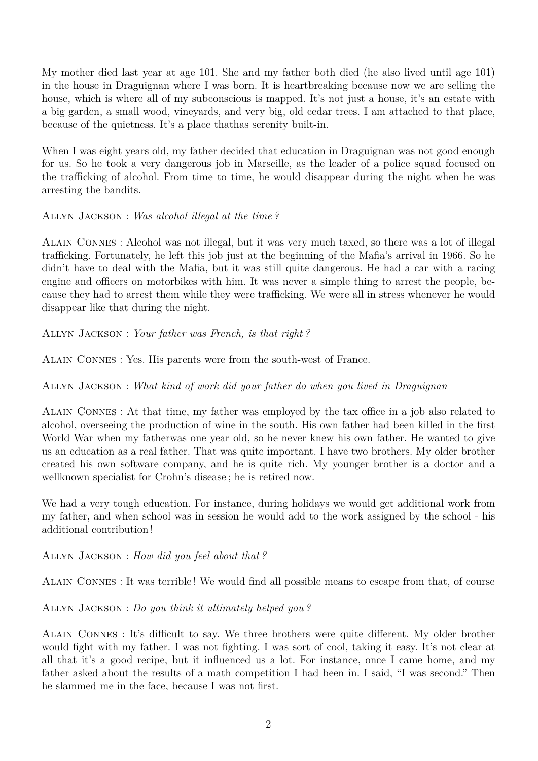My mother died last year at age 101. She and my father both died (he also lived until age 101) in the house in Draguignan where I was born. It is heartbreaking because now we are selling the house, which is where all of my subconscious is mapped. It's not just a house, it's an estate with a big garden, a small wood, vineyards, and very big, old cedar trees. I am attached to that place, because of the quietness. It's a place thathas serenity built-in.

When I was eight years old, my father decided that education in Draguignan was not good enough for us. So he took a very dangerous job in Marseille, as the leader of a police squad focused on the trafficking of alcohol. From time to time, he would disappear during the night when he was arresting the bandits.

Allyn Jackson : *Was alcohol illegal at the time ?*

Alain Connes : Alcohol was not illegal, but it was very much taxed, so there was a lot of illegal trafficking. Fortunately, he left this job just at the beginning of the Mafia's arrival in 1966. So he didn't have to deal with the Mafia, but it was still quite dangerous. He had a car with a racing engine and officers on motorbikes with him. It was never a simple thing to arrest the people, because they had to arrest them while they were trafficking. We were all in stress whenever he would disappear like that during the night.

Allyn Jackson : *Your father was French, is that right ?*

Alain Connes : Yes. His parents were from the south-west of France.

Allyn Jackson : *What kind of work did your father do when you lived in Draguignan*

Alain Connes : At that time, my father was employed by the tax office in a job also related to alcohol, overseeing the production of wine in the south. His own father had been killed in the first World War when my fatherwas one year old, so he never knew his own father. He wanted to give us an education as a real father. That was quite important. I have two brothers. My older brother created his own software company, and he is quite rich. My younger brother is a doctor and a wellknown specialist for Crohn's disease ; he is retired now.

We had a very tough education. For instance, during holidays we would get additional work from my father, and when school was in session he would add to the work assigned by the school - his additional contribution !

Allyn Jackson : *How did you feel about that ?*

Alain Connes : It was terrible ! We would find all possible means to escape from that, of course

Allyn Jackson : *Do you think it ultimately helped you ?*

Alain Connes : It's difficult to say. We three brothers were quite different. My older brother would fight with my father. I was not fighting. I was sort of cool, taking it easy. It's not clear at all that it's a good recipe, but it influenced us a lot. For instance, once I came home, and my father asked about the results of a math competition I had been in. I said, "I was second." Then he slammed me in the face, because I was not first.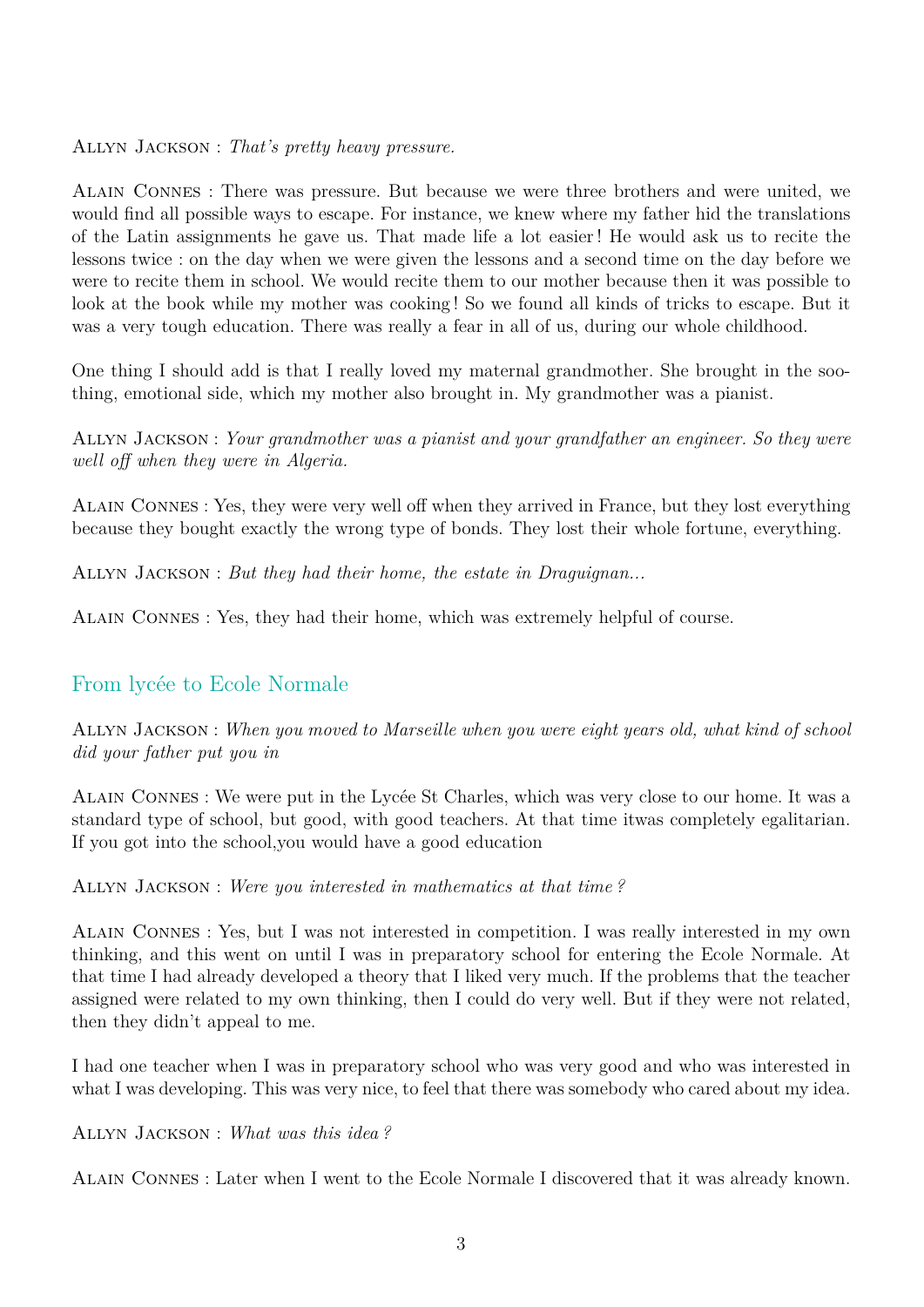Allyn Jackson : *That's pretty heavy pressure.*

Alain Connes : There was pressure. But because we were three brothers and were united, we would find all possible ways to escape. For instance, we knew where my father hid the translations of the Latin assignments he gave us. That made life a lot easier ! He would ask us to recite the lessons twice : on the day when we were given the lessons and a second time on the day before we were to recite them in school. We would recite them to our mother because then it was possible to look at the book while my mother was cooking ! So we found all kinds of tricks to escape. But it was a very tough education. There was really a fear in all of us, during our whole childhood.

One thing I should add is that I really loved my maternal grandmother. She brought in the soothing, emotional side, which my mother also brought in. My grandmother was a pianist.

Allyn Jackson : *Your grandmother was a pianist and your grandfather an engineer. So they were well off when they were in Algeria.*

Alain Connes : Yes, they were very well off when they arrived in France, but they lost everything because they bought exactly the wrong type of bonds. They lost their whole fortune, everything.

Allyn Jackson : *But they had their home, the estate in Draguignan...*

Alain Connes : Yes, they had their home, which was extremely helpful of course.

## From lycée to Ecole Normale

Allyn Jackson : *When you moved to Marseille when you were eight years old, what kind of school did your father put you in*

Alain Connes : We were put in the Lycée St Charles, which was very close to our home. It was a standard type of school, but good, with good teachers. At that time itwas completely egalitarian. If you got into the school,you would have a good education

Allyn Jackson : *Were you interested in mathematics at that time ?*

Alain Connes : Yes, but I was not interested in competition. I was really interested in my own thinking, and this went on until I was in preparatory school for entering the Ecole Normale. At that time I had already developed a theory that I liked very much. If the problems that the teacher assigned were related to my own thinking, then I could do very well. But if they were not related, then they didn't appeal to me.

I had one teacher when I was in preparatory school who was very good and who was interested in what I was developing. This was very nice, to feel that there was somebody who cared about my idea.

Allyn Jackson : *What was this idea ?*

Alain Connes : Later when I went to the Ecole Normale I discovered that it was already known.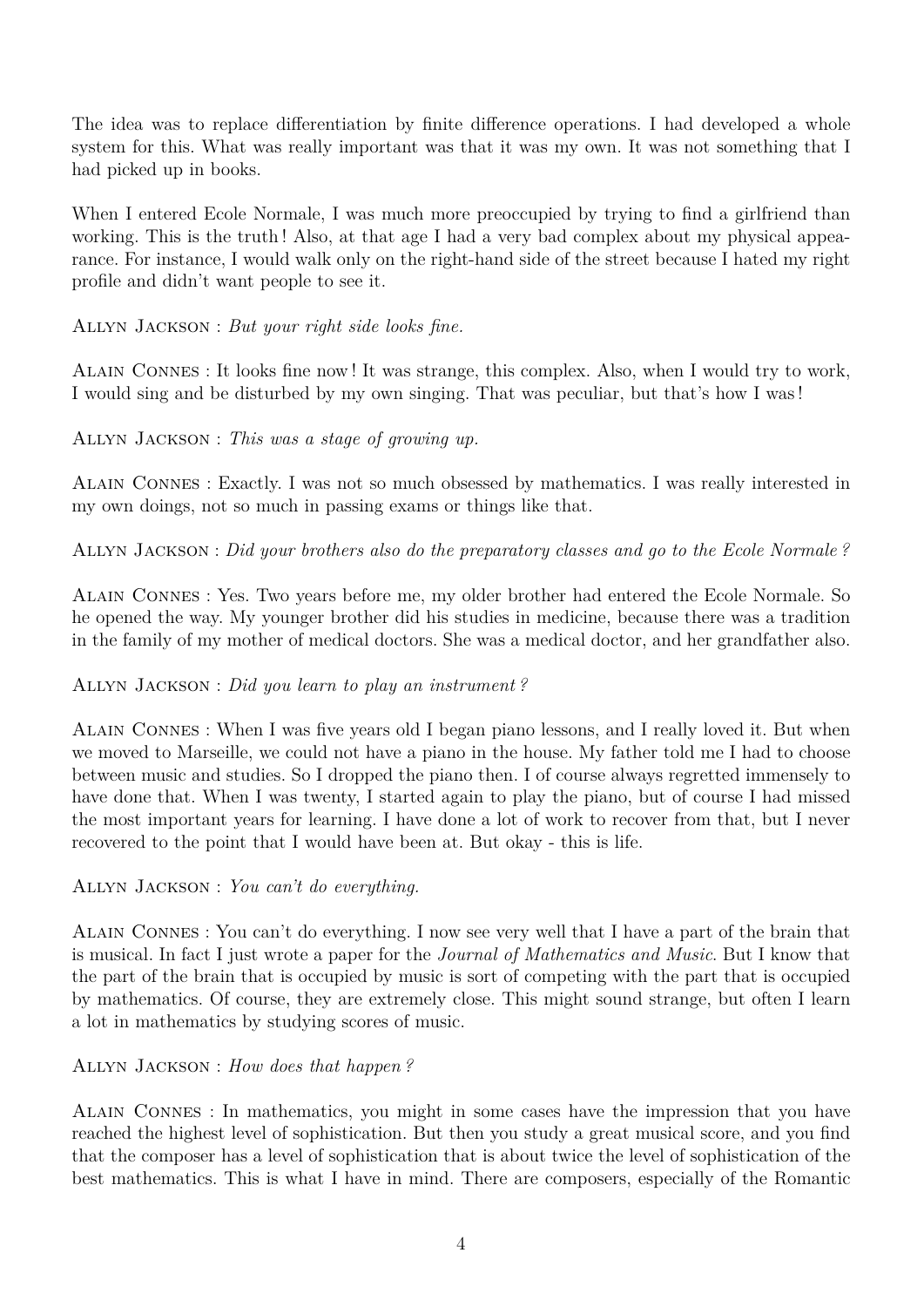The idea was to replace differentiation by finite difference operations. I had developed a whole system for this. What was really important was that it was my own. It was not something that I had picked up in books.

When I entered Ecole Normale, I was much more preoccupied by trying to find a girlfriend than working. This is the truth ! Also, at that age I had a very bad complex about my physical appearance. For instance, I would walk only on the right-hand side of the street because I hated my right profile and didn't want people to see it.

Allyn Jackson : *But your right side looks fine.*

Alain Connes : It looks fine now ! It was strange, this complex. Also, when I would try to work, I would sing and be disturbed by my own singing. That was peculiar, but that's how I was !

Allyn Jackson : *This was a stage of growing up.*

Alain Connes : Exactly. I was not so much obsessed by mathematics. I was really interested in my own doings, not so much in passing exams or things like that.

Allyn Jackson : *Did your brothers also do the preparatory classes and go to the Ecole Normale ?*

Alain Connes : Yes. Two years before me, my older brother had entered the Ecole Normale. So he opened the way. My younger brother did his studies in medicine, because there was a tradition in the family of my mother of medical doctors. She was a medical doctor, and her grandfather also.

Allyn Jackson : *Did you learn to play an instrument ?*

Alain Connes : When I was five years old I began piano lessons, and I really loved it. But when we moved to Marseille, we could not have a piano in the house. My father told me I had to choose between music and studies. So I dropped the piano then. I of course always regretted immensely to have done that. When I was twenty, I started again to play the piano, but of course I had missed the most important years for learning. I have done a lot of work to recover from that, but I never recovered to the point that I would have been at. But okay - this is life.

Allyn Jackson : *You can't do everything.*

Alain Connes : You can't do everything. I now see very well that I have a part of the brain that is musical. In fact I just wrote a paper for the *Journal of Mathematics and Music*. But I know that the part of the brain that is occupied by music is sort of competing with the part that is occupied by mathematics. Of course, they are extremely close. This might sound strange, but often I learn a lot in mathematics by studying scores of music.

Allyn Jackson : *How does that happen ?*

Alain Connes : In mathematics, you might in some cases have the impression that you have reached the highest level of sophistication. But then you study a great musical score, and you find that the composer has a level of sophistication that is about twice the level of sophistication of the best mathematics. This is what I have in mind. There are composers, especially of the Romantic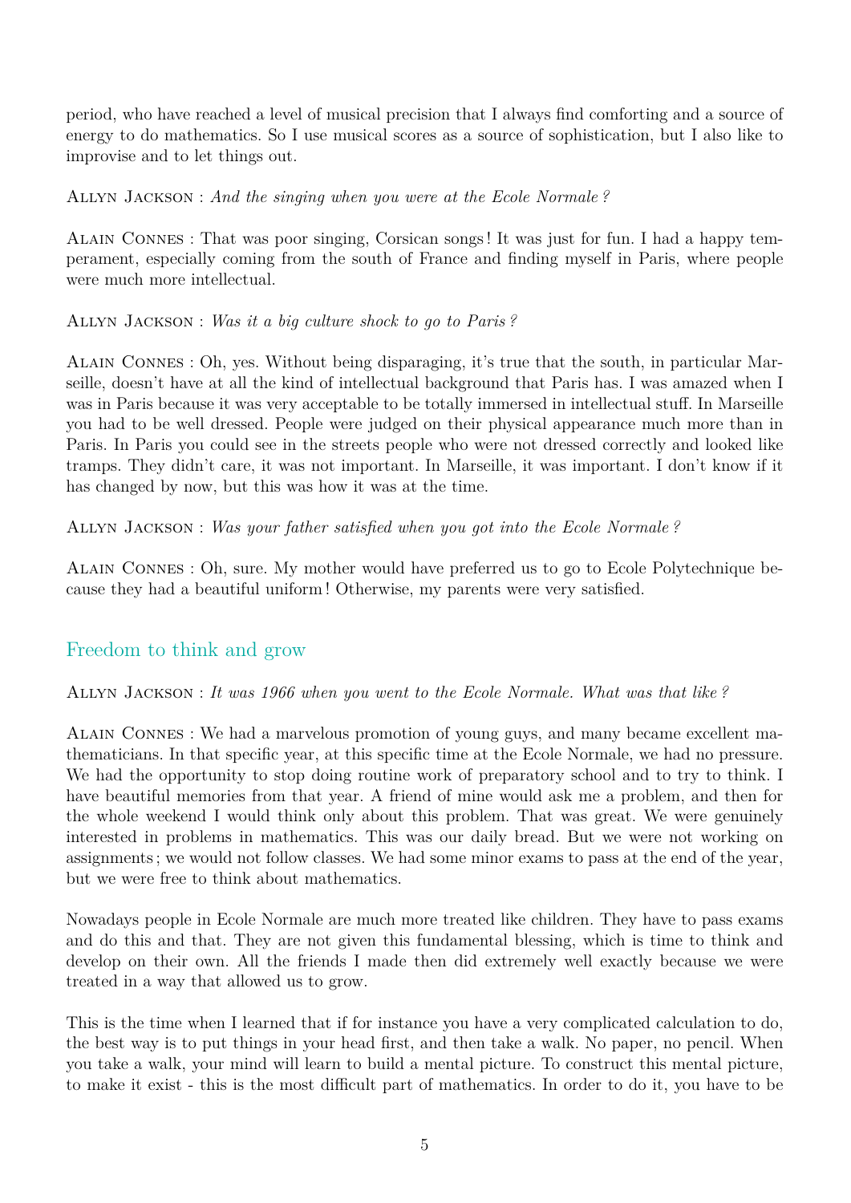period, who have reached a level of musical precision that I always find comforting and a source of energy to do mathematics. So I use musical scores as a source of sophistication, but I also like to improvise and to let things out.

Allyn Jackson : *And the singing when you were at the Ecole Normale ?*

Alain Connes : That was poor singing, Corsican songs ! It was just for fun. I had a happy temperament, especially coming from the south of France and finding myself in Paris, where people were much more intellectual.

Allyn Jackson : *Was it a big culture shock to go to Paris ?*

Alain Connes : Oh, yes. Without being disparaging, it's true that the south, in particular Marseille, doesn't have at all the kind of intellectual background that Paris has. I was amazed when I was in Paris because it was very acceptable to be totally immersed in intellectual stuff. In Marseille you had to be well dressed. People were judged on their physical appearance much more than in Paris. In Paris you could see in the streets people who were not dressed correctly and looked like tramps. They didn't care, it was not important. In Marseille, it was important. I don't know if it has changed by now, but this was how it was at the time.

Allyn Jackson : *Was your father satisfied when you got into the Ecole Normale ?*

Alain Connes : Oh, sure. My mother would have preferred us to go to Ecole Polytechnique because they had a beautiful uniform ! Otherwise, my parents were very satisfied.

## Freedom to think and grow

Allyn Jackson : *It was 1966 when you went to the Ecole Normale. What was that like ?*

Alain Connes : We had a marvelous promotion of young guys, and many became excellent mathematicians. In that specific year, at this specific time at the Ecole Normale, we had no pressure. We had the opportunity to stop doing routine work of preparatory school and to try to think. I have beautiful memories from that year. A friend of mine would ask me a problem, and then for the whole weekend I would think only about this problem. That was great. We were genuinely interested in problems in mathematics. This was our daily bread. But we were not working on assignments ; we would not follow classes. We had some minor exams to pass at the end of the year, but we were free to think about mathematics.

Nowadays people in Ecole Normale are much more treated like children. They have to pass exams and do this and that. They are not given this fundamental blessing, which is time to think and develop on their own. All the friends I made then did extremely well exactly because we were treated in a way that allowed us to grow.

This is the time when I learned that if for instance you have a very complicated calculation to do, the best way is to put things in your head first, and then take a walk. No paper, no pencil. When you take a walk, your mind will learn to build a mental picture. To construct this mental picture, to make it exist - this is the most difficult part of mathematics. In order to do it, you have to be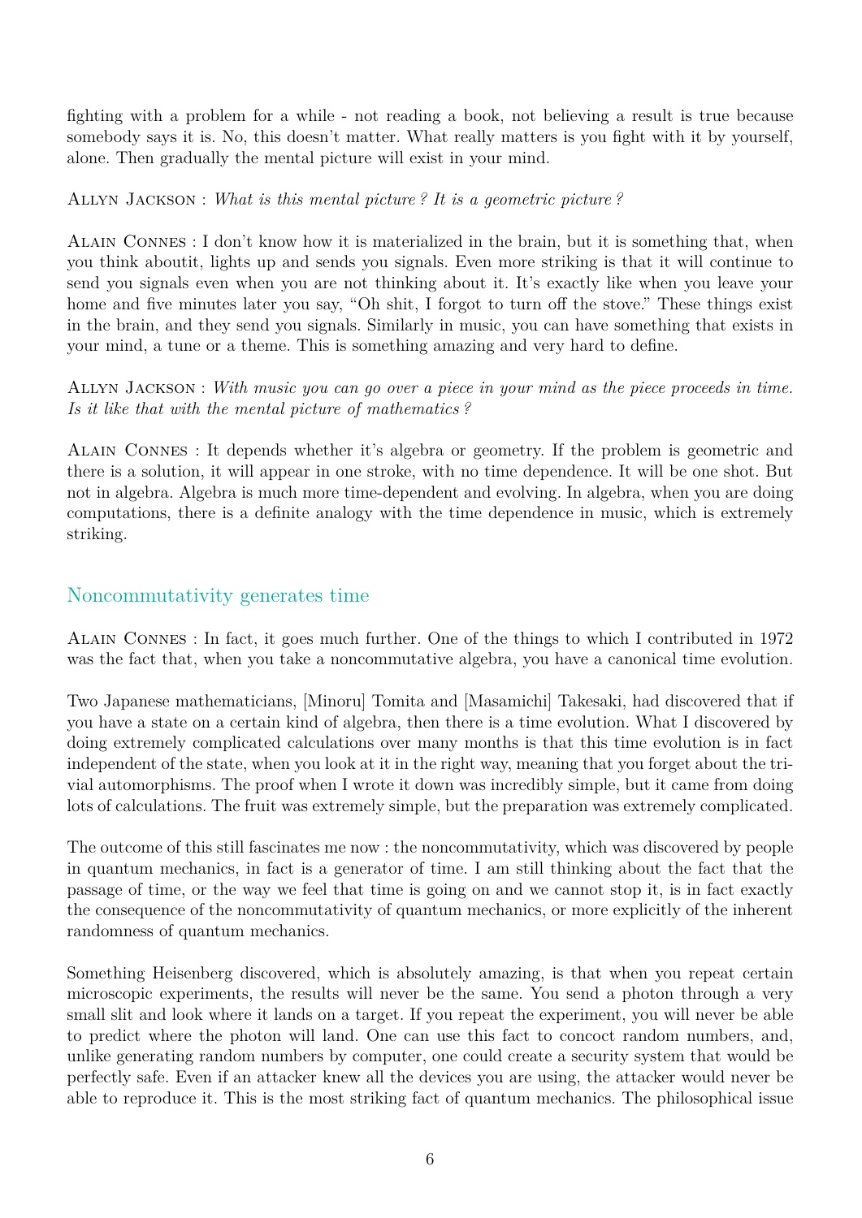fighting with a problem for a while - not reading a book, not believing a result is true because somebody says it is. No, this doesn't matter. What really matters is you fight with it by yourself, alone. Then gradually the mental picture will exist in your mind.

Allyn Jackson : *What is this mental picture ? It is a geometric picture ?*

Alain Connes : I don't know how it is materialized in the brain, but it is something that, when you think aboutit, lights up and sends you signals. Even more striking is that it will continue to send you signals even when you are not thinking about it. It's exactly like when you leave your home and five minutes later you say, "Oh shit, I forgot to turn off the stove." These things exist in the brain, and they send you signals. Similarly in music, you can have something that exists in your mind, a tune or a theme. This is something amazing and very hard to define.

Allyn Jackson : *With music you can go over a piece in your mind as the piece proceeds in time. Is it like that with the mental picture of mathematics ?*

Alain Connes : It depends whether it's algebra or geometry. If the problem is geometric and there is a solution, it will appear in one stroke, with no time dependence. It will be one shot. But not in algebra. Algebra is much more time-dependent and evolving. In algebra, when you are doing computations, there is a definite analogy with the time dependence in music, which is extremely striking.

## Noncommutativity generates time

Alain Connes : In fact, it goes much further. One of the things to which I contributed in 1972 was the fact that, when you take a noncommutative algebra, you have a canonical time evolution.

Two Japanese mathematicians, [Minoru] Tomita and [Masamichi] Takesaki, had discovered that if you have a state on a certain kind of algebra, then there is a time evolution. What I discovered by doing extremely complicated calculations over many months is that this time evolution is in fact independent of the state, when you look at it in the right way, meaning that you forget about the trivial automorphisms. The proof when I wrote it down was incredibly simple, but it came from doing lots of calculations. The fruit was extremely simple, but the preparation was extremely complicated.

The outcome of this still fascinates me now : the noncommutativity, which was discovered by people in quantum mechanics, in fact is a generator of time. I am still thinking about the fact that the passage of time, or the way we feel that time is going on and we cannot stop it, is in fact exactly the consequence of the noncommutativity of quantum mechanics, or more explicitly of the inherent randomness of quantum mechanics.

Something Heisenberg discovered, which is absolutely amazing, is that when you repeat certain microscopic experiments, the results will never be the same. You send a photon through a very small slit and look where it lands on a target. If you repeat the experiment, you will never be able to predict where the photon will land. One can use this fact to concoct random numbers, and, unlike generating random numbers by computer, one could create a security system that would be perfectly safe. Even if an attacker knew all the devices you are using, the attacker would never be able to reproduce it. This is the most striking fact of quantum mechanics. The philosophical issue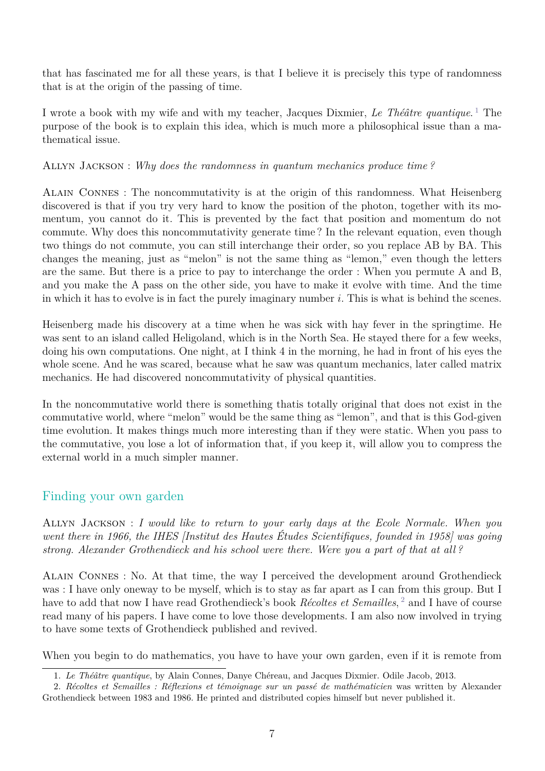that has fascinated me for all these years, is that I believe it is precisely this type of randomness that is at the origin of the passing of time.

I wrote a book with my wife and with my teacher, Jacques Dixmier, *Le Théâtre quantique*.[1] The purpose of the book is to explain this idea, which is much more a philosophical issue than a mathematical issue.

Allyn Jackson : *Why does the randomness in quantum mechanics produce time ?*

Alain Connes : The noncommutativity is at the origin of this randomness. What Heisenberg discovered is that if you try very hard to know the position of the photon, together with its momentum, you cannot do it. This is prevented by the fact that position and momentum do not commute. Why does this noncommutativity generate time ? In the relevant equation, even though two things do not commute, you can still interchange their order, so you replace AB by BA. This changes the meaning, just as "melon" is not the same thing as "lemon," even though the letters are the same. But there is a price to pay to interchange the order : When you permute A and B, and you make the A pass on the other side, you have to make it evolve with time. And the time in which it has to evolve is in fact the purely imaginary number $i$. This is what is behind the scenes.

Heisenberg made his discovery at a time when he was sick with hay fever in the springtime. He was sent to an island called Heligoland, which is in the North Sea. He stayed there for a few weeks, doing his own computations. One night, at I think 4 in the morning, he had in front of his eyes the whole scene. And he was scared, because what he saw was quantum mechanics, later called matrix mechanics. He had discovered noncommutativity of physical quantities.

In the noncommutative world there is something thatis totally original that does not exist in the commutative world, where "melon" would be the same thing as "lemon", and that is this God-given time evolution. It makes things much more interesting than if they were static. When you pass to the commutative, you lose a lot of information that, if you keep it, will allow you to compress the external world in a much simpler manner.

## Finding your own garden

Allyn Jackson : *I would like to return to your early days at the Ecole Normale. When you went there in 1966, the IHES [Institut des Hautes Études Scientifiques, founded in 1958] was going strong. Alexander Grothendieck and his school were there. Were you a part of that at all ?*

Alain Connes : No. At that time, the way I perceived the development around Grothendieck was : I have only oneway to be myself, which is to stay as far apart as I can from this group. But I have to add that now I have read Grothendieck's book *Récoltes et Semailles*,[2] and I have of course read many of his papers. I have come to love those developments. I am also now involved in trying to have some texts of Grothendieck published and revived.

When you begin to do mathematics, you have to have your own garden, even if it is remote from

---

1. *Le Théâtre quantique*, by Alain Connes, Danye Chéreau, and Jacques Dixmier. Odile Jacob, 2013.

2. *Récoltes et Semailles : Réflexions et témoignage sur un passé de mathématicien* was written by Alexander Grothendieck between 1983 and 1986. He printed and distributed copies himself but never published it.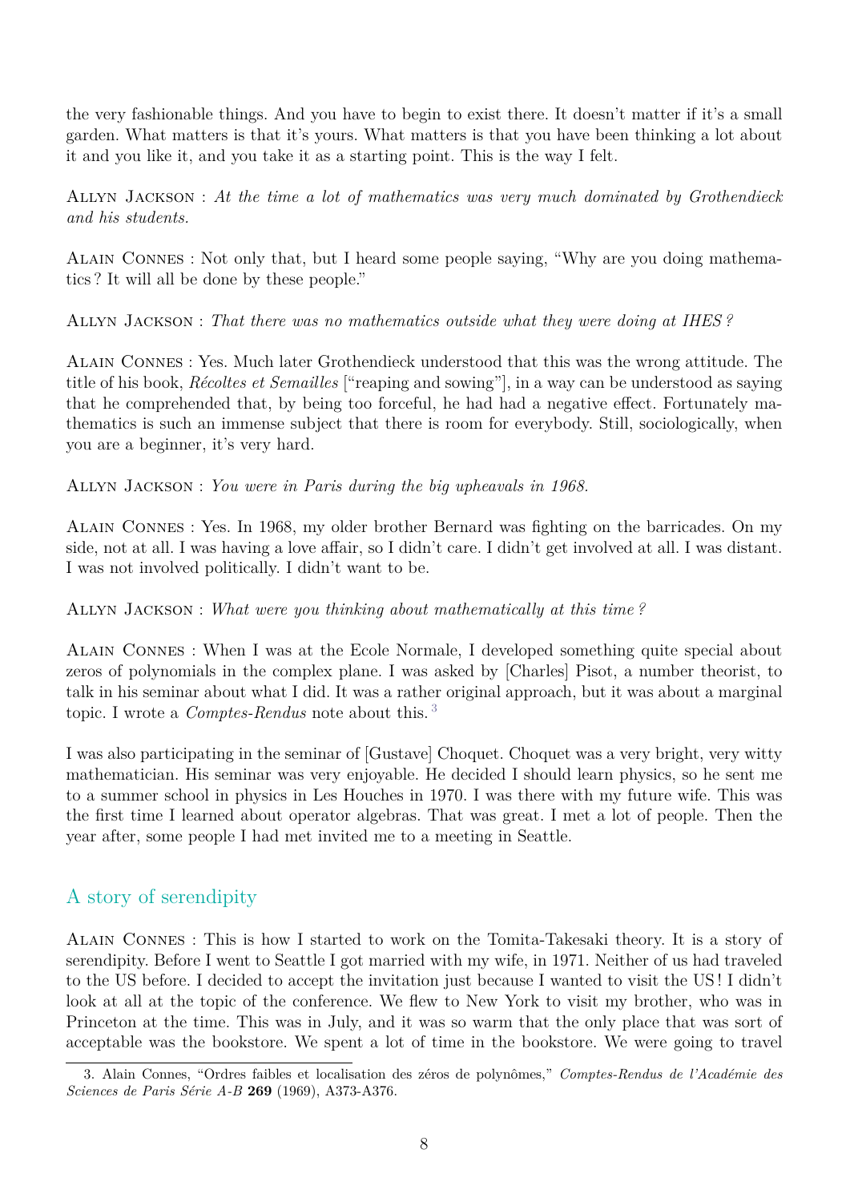the very fashionable things. And you have to begin to exist there. It doesn't matter if it's a small garden. What matters is that it's yours. What matters is that you have been thinking a lot about it and you like it, and you take it as a starting point. This is the way I felt.

Allyn Jackson : *At the time a lot of mathematics was very much dominated by Grothendieck and his students.*

Alain Connes : Not only that, but I heard some people saying, "Why are you doing mathematics ? It will all be done by these people."

Allyn Jackson : *That there was no mathematics outside what they were doing at IHES ?*

Alain Connes : Yes. Much later Grothendieck understood that this was the wrong attitude. The title of his book, *Récoltes et Semailles* ["reaping and sowing"], in a way can be understood as saying that he comprehended that, by being too forceful, he had had a negative effect. Fortunately mathematics is such an immense subject that there is room for everybody. Still, sociologically, when you are a beginner, it's very hard.

Allyn Jackson : *You were in Paris during the big upheavals in 1968.*

Alain Connes : Yes. In 1968, my older brother Bernard was fighting on the barricades. On my side, not at all. I was having a love affair, so I didn't care. I didn't get involved at all. I was distant. I was not involved politically. I didn't want to be.

Allyn Jackson : *What were you thinking about mathematically at this time ?*

Alain Connes : When I was at the Ecole Normale, I developed something quite special about zeros of polynomials in the complex plane. I was asked by [Charles] Pisot, a number theorist, to talk in his seminar about what I did. It was a rather original approach, but it was about a marginal topic. I wrote a *Comptes-Rendus* note about this. [3]

I was also participating in the seminar of [Gustave] Choquet. Choquet was a very bright, very witty mathematician. His seminar was very enjoyable. He decided I should learn physics, so he sent me to a summer school in physics in Les Houches in 1970. I was there with my future wife. This was the first time I learned about operator algebras. That was great. I met a lot of people. Then the year after, some people I had met invited me to a meeting in Seattle.

## A story of serendipity

Alain Connes : This is how I started to work on the Tomita-Takesaki theory. It is a story of serendipity. Before I went to Seattle I got married with my wife, in 1971. Neither of us had traveled to the US before. I decided to accept the invitation just because I wanted to visit the US ! I didn't look at all at the topic of the conference. We flew to New York to visit my brother, who was in Princeton at the time. This was in July, and it was so warm that the only place that was sort of acceptable was the bookstore. We spent a lot of time in the bookstore. We were going to travel

3. Alain Connes, "Ordres faibles et localisation des zéros de polynômes," *Comptes-Rendus de l'Académie des Sciences de Paris Série A-B* **269** (1969), A373-A376.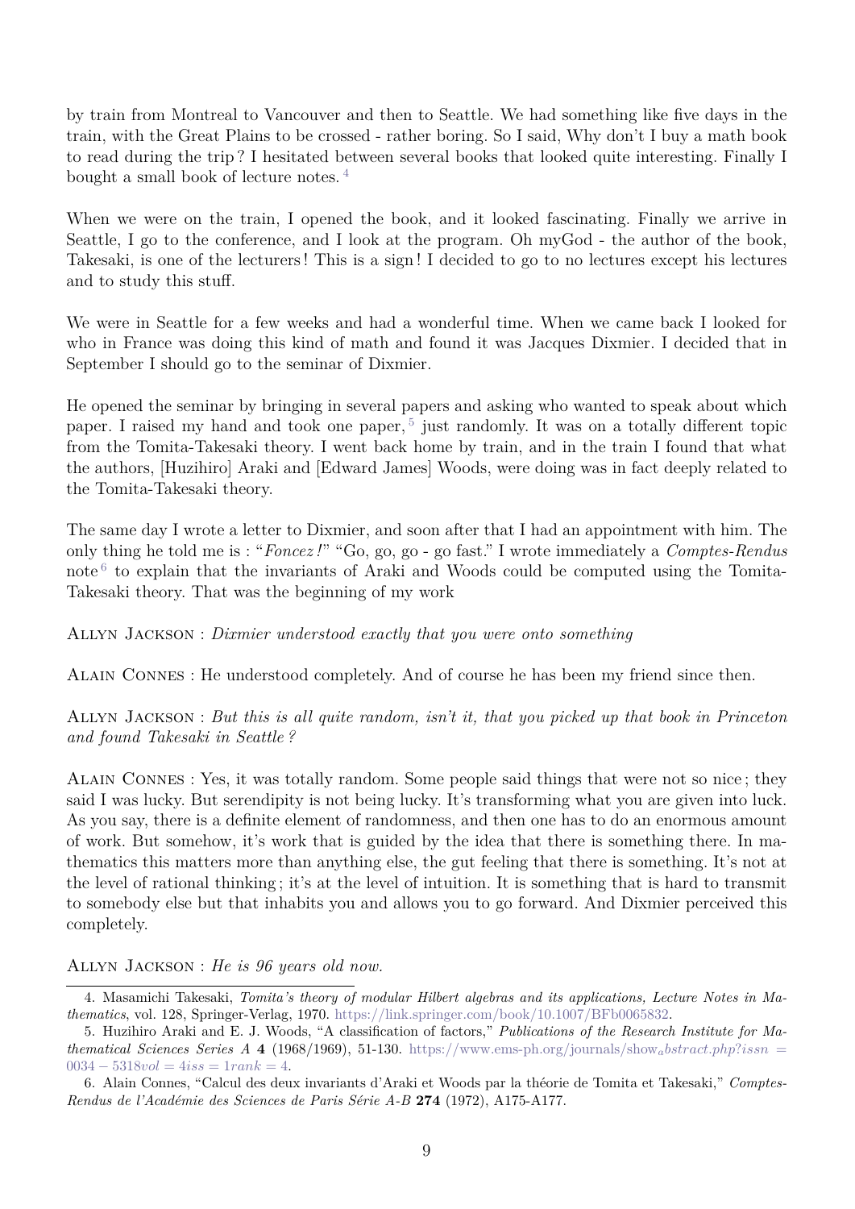by train from Montreal to Vancouver and then to Seattle. We had something like five days in the train, with the Great Plains to be crossed - rather boring. So I said, Why don't I buy a math book to read during the trip? I hesitated between several books that looked quite interesting. Finally I bought a small book of lecture notes.[4]

When we were on the train, I opened the book, and it looked fascinating. Finally we arrive in Seattle, I go to the conference, and I look at the program. Oh myGod - the author of the book, Takesaki, is one of the lecturers! This is a sign! I decided to go to no lectures except his lectures and to study this stuff.

We were in Seattle for a few weeks and had a wonderful time. When we came back I looked for who in France was doing this kind of math and found it was Jacques Dixmier. I decided that in September I should go to the seminar of Dixmier.

He opened the seminar by bringing in several papers and asking who wanted to speak about which paper. I raised my hand and took one paper,[5] just randomly. It was on a totally different topic from the Tomita-Takesaki theory. I went back home by train, and in the train I found that what the authors, [Huzihiro] Araki and [Edward James] Woods, were doing was in fact deeply related to the Tomita-Takesaki theory.

The same day I wrote a letter to Dixmier, and soon after that I had an appointment with him. The only thing he told me is : "*Foncez !*" "Go, go, go - go fast." I wrote immediately a *Comptes-Rendus* note[6] to explain that the invariants of Araki and Woods could be computed using the Tomita-Takesaki theory. That was the beginning of my work

Allyn Jackson : *Dixmier understood exactly that you were onto something*

Alain Connes : He understood completely. And of course he has been my friend since then.

Allyn Jackson : *But this is all quite random, isn't it, that you picked up that book in Princeton and found Takesaki in Seattle ?*

Alain Connes : Yes, it was totally random. Some people said things that were not so nice ; they said I was lucky. But serendipity is not being lucky. It's transforming what you are given into luck. As you say, there is a definite element of randomness, and then one has to do an enormous amount of work. But somehow, it's work that is guided by the idea that there is something there. In mathematics this matters more than anything else, the gut feeling that there is something. It's not at the level of rational thinking ; it's at the level of intuition. It is something that is hard to transmit to somebody else but that inhabits you and allows you to go forward. And Dixmier perceived this completely.

Allyn Jackson : *He is 96 years old now.*

---

4. Masamichi Takesaki, *Tomita's theory of modular Hilbert algebras and its applications, Lecture Notes in Mathematics*, vol. 128, Springer-Verlag, 1970. https://link.springer.com/book/10.1007/BFb0065832.

5. Huzihiro Araki and E. J. Woods, "A classification of factors," *Publications of the Research Institute for Mathematical Sciences Series A* **4** (1968/1969), 51-130. https://www.ems-ph.org/journals/show_abstract.php?issn=0034-5318vol=4iss=1rank=4.

6. Alain Connes, "Calcul des deux invariants d'Araki et Woods par la théorie de Tomita et Takesaki," *Comptes-Rendus de l'Académie des Sciences de Paris Série A-B* **274** (1972), A175-A177.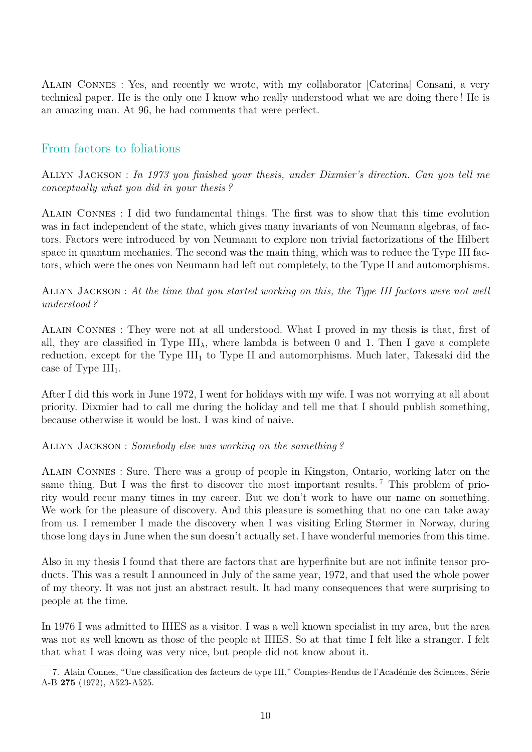Alain Connes : Yes, and recently we wrote, with my collaborator [Caterina] Consani, a very technical paper. He is the only one I know who really understood what we are doing there! He is an amazing man. At 96, he had comments that were perfect.

## From factors to foliations

Allyn Jackson : *In 1973 you finished your thesis, under Dixmier's direction. Can you tell me conceptually what you did in your thesis ?*

Alain Connes : I did two fundamental things. The first was to show that this time evolution was in fact independent of the state, which gives many invariants of von Neumann algebras, of factors. Factors were introduced by von Neumann to explore non trivial factorizations of the Hilbert space in quantum mechanics. The second was the main thing, which was to reduce the Type III factors, which were the ones von Neumann had left out completely, to the Type II and automorphisms.

Allyn Jackson : *At the time that you started working on this, the Type III factors were not well understood ?*

Alain Connes : They were not at all understood. What I proved in my thesis is that, first of all, they are classified in Type $\mathrm{III}_\lambda$, where lambda is between 0 and 1. Then I gave a complete reduction, except for the Type $\mathrm{III}_1$ to Type II and automorphisms. Much later, Takesaki did the case of Type $\mathrm{III}_1$.

After I did this work in June 1972, I went for holidays with my wife. I was not worrying at all about priority. Dixmier had to call me during the holiday and tell me that I should publish something, because otherwise it would be lost. I was kind of naive.

Allyn Jackson : *Somebody else was working on the samething ?*

Alain Connes : Sure. There was a group of people in Kingston, Ontario, working later on the same thing. But I was the first to discover the most important results. [7] This problem of priority would recur many times in my career. But we don't work to have our name on something. We work for the pleasure of discovery. And this pleasure is something that no one can take away from us. I remember I made the discovery when I was visiting Erling Størmer in Norway, during those long days in June when the sun doesn't actually set. I have wonderful memories from this time.

Also in my thesis I found that there are factors that are hyperfinite but are not infinite tensor products. This was a result I announced in July of the same year, 1972, and that used the whole power of my theory. It was not just an abstract result. It had many consequences that were surprising to people at the time.

In 1976 I was admitted to IHES as a visitor. I was a well known specialist in my area, but the area was not as well known as those of the people at IHES. So at that time I felt like a stranger. I felt that what I was doing was very nice, but people did not know about it.

---

7. Alain Connes, "Une classification des facteurs de type III," Comptes-Rendus de l'Académie des Sciences, Série A-B **275** (1972), A523-A525.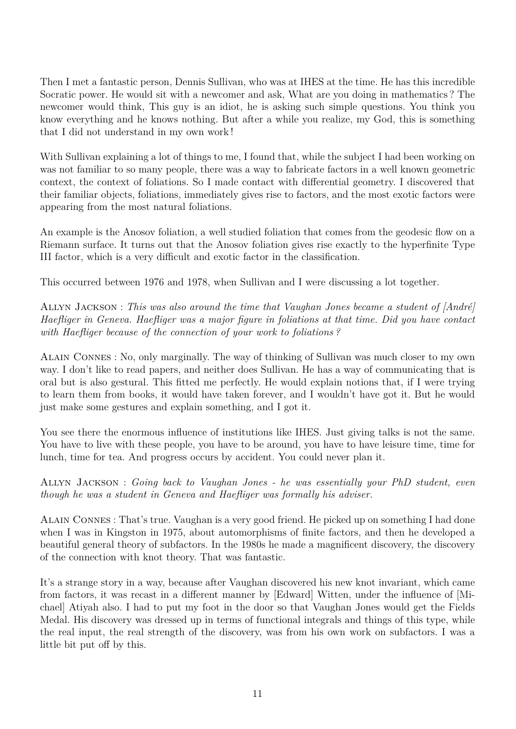Then I met a fantastic person, Dennis Sullivan, who was at IHES at the time. He has this incredible Socratic power. He would sit with a newcomer and ask, What are you doing in mathematics ? The newcomer would think, This guy is an idiot, he is asking such simple questions. You think you know everything and he knows nothing. But after a while you realize, my God, this is something that I did not understand in my own work !

With Sullivan explaining a lot of things to me, I found that, while the subject I had been working on was not familiar to so many people, there was a way to fabricate factors in a well known geometric context, the context of foliations. So I made contact with differential geometry. I discovered that their familiar objects, foliations, immediately gives rise to factors, and the most exotic factors were appearing from the most natural foliations.

An example is the Anosov foliation, a well studied foliation that comes from the geodesic flow on a Riemann surface. It turns out that the Anosov foliation gives rise exactly to the hyperfinite Type III factor, which is a very difficult and exotic factor in the classification.

This occurred between 1976 and 1978, when Sullivan and I were discussing a lot together.

Allyn Jackson : *This was also around the time that Vaughan Jones became a student of [André] Haefliger in Geneva. Haefliger was a major figure in foliations at that time. Did you have contact with Haefliger because of the connection of your work to foliations ?*

Alain Connes : No, only marginally. The way of thinking of Sullivan was much closer to my own way. I don't like to read papers, and neither does Sullivan. He has a way of communicating that is oral but is also gestural. This fitted me perfectly. He would explain notions that, if I were trying to learn them from books, it would have taken forever, and I wouldn't have got it. But he would just make some gestures and explain something, and I got it.

You see there the enormous influence of institutions like IHES. Just giving talks is not the same. You have to live with these people, you have to be around, you have to have leisure time, time for lunch, time for tea. And progress occurs by accident. You could never plan it.

Allyn Jackson : *Going back to Vaughan Jones - he was essentially your PhD student, even though he was a student in Geneva and Haefliger was formally his adviser.*

Alain Connes : That's true. Vaughan is a very good friend. He picked up on something I had done when I was in Kingston in 1975, about automorphisms of finite factors, and then he developed a beautiful general theory of subfactors. In the 1980s he made a magnificent discovery, the discovery of the connection with knot theory. That was fantastic.

It's a strange story in a way, because after Vaughan discovered his new knot invariant, which came from factors, it was recast in a different manner by [Edward] Witten, under the influence of [Michael] Atiyah also. I had to put my foot in the door so that Vaughan Jones would get the Fields Medal. His discovery was dressed up in terms of functional integrals and things of this type, while the real input, the real strength of the discovery, was from his own work on subfactors. I was a little bit put off by this.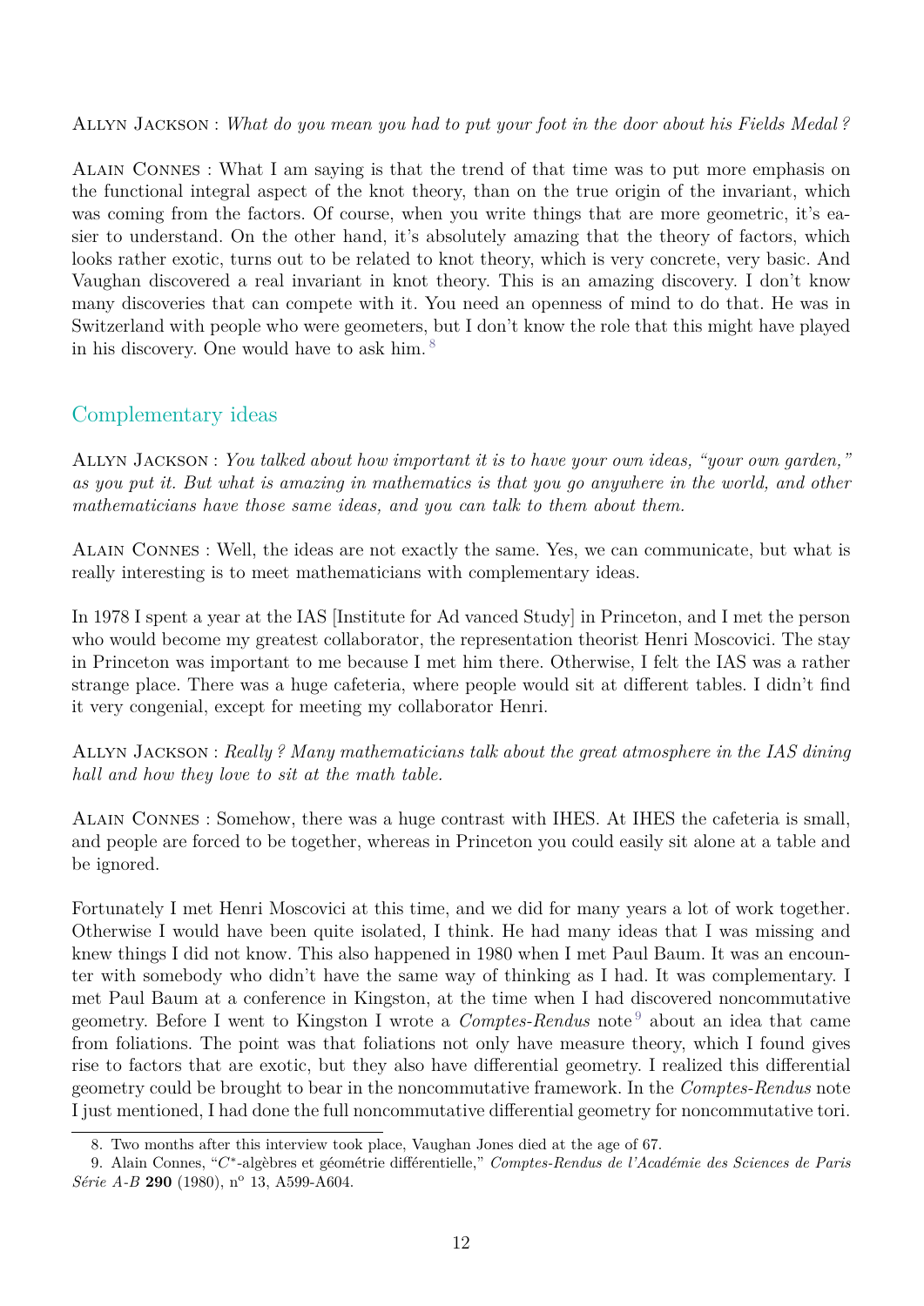Allyn Jackson : *What do you mean you had to put your foot in the door about his Fields Medal ?*

Alain Connes : What I am saying is that the trend of that time was to put more emphasis on the functional integral aspect of the knot theory, than on the true origin of the invariant, which was coming from the factors. Of course, when you write things that are more geometric, it's easier to understand. On the other hand, it's absolutely amazing that the theory of factors, which looks rather exotic, turns out to be related to knot theory, which is very concrete, very basic. And Vaughan discovered a real invariant in knot theory. This is an amazing discovery. I don't know many discoveries that can compete with it. You need an openness of mind to do that. He was in Switzerland with people who were geometers, but I don't know the role that this might have played in his discovery. One would have to ask him.[8]

## Complementary ideas

Allyn Jackson : *You talked about how important it is to have your own ideas, "your own garden," as you put it. But what is amazing in mathematics is that you go anywhere in the world, and other mathematicians have those same ideas, and you can talk to them about them.*

Alain Connes : Well, the ideas are not exactly the same. Yes, we can communicate, but what is really interesting is to meet mathematicians with complementary ideas.

In 1978 I spent a year at the IAS [Institute for Ad vanced Study] in Princeton, and I met the person who would become my greatest collaborator, the representation theorist Henri Moscovici. The stay in Princeton was important to me because I met him there. Otherwise, I felt the IAS was a rather strange place. There was a huge cafeteria, where people would sit at different tables. I didn't find it very congenial, except for meeting my collaborator Henri.

Allyn Jackson : *Really ? Many mathematicians talk about the great atmosphere in the IAS dining hall and how they love to sit at the math table.*

Alain Connes : Somehow, there was a huge contrast with IHES. At IHES the cafeteria is small, and people are forced to be together, whereas in Princeton you could easily sit alone at a table and be ignored.

Fortunately I met Henri Moscovici at this time, and we did for many years a lot of work together. Otherwise I would have been quite isolated, I think. He had many ideas that I was missing and knew things I did not know. This also happened in 1980 when I met Paul Baum. It was an encounter with somebody who didn't have the same way of thinking as I had. It was complementary. I met Paul Baum at a conference in Kingston, at the time when I had discovered noncommutative geometry. Before I went to Kingston I wrote a *Comptes-Rendus* note[9] about an idea that came from foliations. The point was that foliations not only have measure theory, which I found gives rise to factors that are exotic, but they also have differential geometry. I realized this differential geometry could be brought to bear in the noncommutative framework. In the *Comptes-Rendus* note I just mentioned, I had done the full noncommutative differential geometry for noncommutative tori.

8. Two months after this interview took place, Vaughan Jones died at the age of 67.

9. Alain Connes, "$C^*$-algèbres et géométrie différentielle," *Comptes-Rendus de l'Académie des Sciences de Paris Série A-B* **290** (1980), n° 13, A599-A604.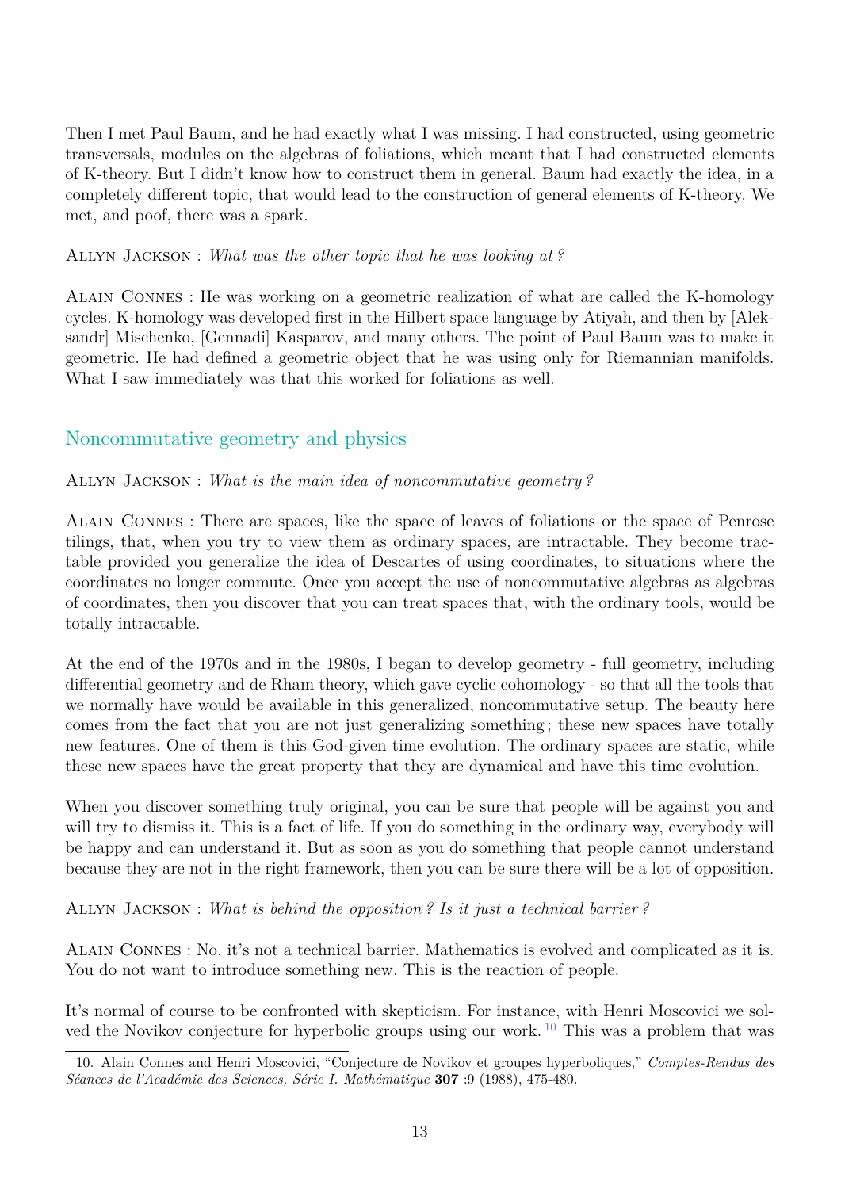Then I met Paul Baum, and he had exactly what I was missing. I had constructed, using geometric transversals, modules on the algebras of foliations, which meant that I had constructed elements of K-theory. But I didn't know how to construct them in general. Baum had exactly the idea, in a completely different topic, that would lead to the construction of general elements of K-theory. We met, and poof, there was a spark.

Allyn Jackson : *What was the other topic that he was looking at ?*

Alain Connes : He was working on a geometric realization of what are called the K-homology cycles. K-homology was developed first in the Hilbert space language by Atiyah, and then by [Aleksandr] Mischenko, [Gennadi] Kasparov, and many others. The point of Paul Baum was to make it geometric. He had defined a geometric object that he was using only for Riemannian manifolds. What I saw immediately was that this worked for foliations as well.

## Noncommutative geometry and physics

Allyn Jackson : *What is the main idea of noncommutative geometry ?*

Alain Connes : There are spaces, like the space of leaves of foliations or the space of Penrose tilings, that, when you try to view them as ordinary spaces, are intractable. They become tractable provided you generalize the idea of Descartes of using coordinates, to situations where the coordinates no longer commute. Once you accept the use of noncommutative algebras as algebras of coordinates, then you discover that you can treat spaces that, with the ordinary tools, would be totally intractable.

At the end of the 1970s and in the 1980s, I began to develop geometry - full geometry, including differential geometry and de Rham theory, which gave cyclic cohomology - so that all the tools that we normally have would be available in this generalized, noncommutative setup. The beauty here comes from the fact that you are not just generalizing something ; these new spaces have totally new features. One of them is this God-given time evolution. The ordinary spaces are static, while these new spaces have the great property that they are dynamical and have this time evolution.

When you discover something truly original, you can be sure that people will be against you and will try to dismiss it. This is a fact of life. If you do something in the ordinary way, everybody will be happy and can understand it. But as soon as you do something that people cannot understand because they are not in the right framework, then you can be sure there will be a lot of opposition.

Allyn Jackson : *What is behind the opposition ? Is it just a technical barrier ?*

Alain Connes : No, it's not a technical barrier. Mathematics is evolved and complicated as it is. You do not want to introduce something new. This is the reaction of people.

It's normal of course to be confronted with skepticism. For instance, with Henri Moscovici we solved the Novikov conjecture for hyperbolic groups using our work. [10] This was a problem that was

10. Alain Connes and Henri Moscovici, "Conjecture de Novikov et groupes hyperboliques," *Comptes-Rendus des Séances de l'Académie des Sciences, Série I. Mathématique* **307** :9 (1988), 475-480.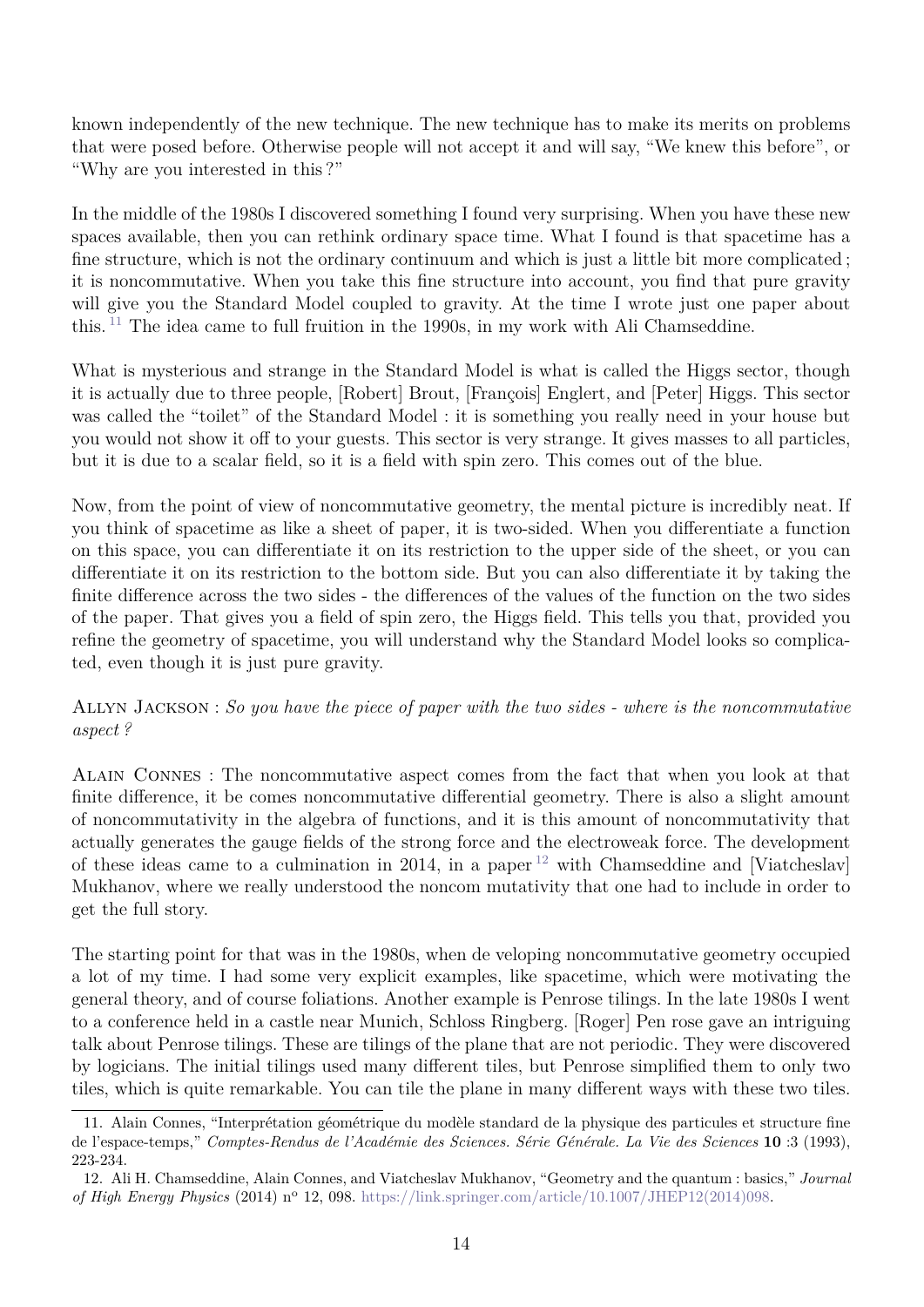known independently of the new technique. The new technique has to make its merits on problems that were posed before. Otherwise people will not accept it and will say, "We knew this before", or "Why are you interested in this ?"

In the middle of the 1980s I discovered something I found very surprising. When you have these new spaces available, then you can rethink ordinary space time. What I found is that spacetime has a fine structure, which is not the ordinary continuum and which is just a little bit more complicated ; it is noncommutative. When you take this fine structure into account, you find that pure gravity will give you the Standard Model coupled to gravity. At the time I wrote just one paper about this.[11] The idea came to full fruition in the 1990s, in my work with Ali Chamseddine.

What is mysterious and strange in the Standard Model is what is called the Higgs sector, though it is actually due to three people, [Robert] Brout, [François] Englert, and [Peter] Higgs. This sector was called the "toilet" of the Standard Model : it is something you really need in your house but you would not show it off to your guests. This sector is very strange. It gives masses to all particles, but it is due to a scalar field, so it is a field with spin zero. This comes out of the blue.

Now, from the point of view of noncommutative geometry, the mental picture is incredibly neat. If you think of spacetime as like a sheet of paper, it is two-sided. When you differentiate a function on this space, you can differentiate it on its restriction to the upper side of the sheet, or you can differentiate it on its restriction to the bottom side. But you can also differentiate it by taking the finite difference across the two sides - the differences of the values of the function on the two sides of the paper. That gives you a field of spin zero, the Higgs field. This tells you that, provided you refine the geometry of spacetime, you will understand why the Standard Model looks so complicated, even though it is just pure gravity.

Allyn Jackson : *So you have the piece of paper with the two sides - where is the noncommutative aspect ?*

Alain Connes : The noncommutative aspect comes from the fact that when you look at that finite difference, it be comes noncommutative differential geometry. There is also a slight amount of noncommutativity in the algebra of functions, and it is this amount of noncommutativity that actually generates the gauge fields of the strong force and the electroweak force. The development of these ideas came to a culmination in 2014, in a paper[12] with Chamseddine and [Viatcheslav] Mukhanov, where we really understood the noncom mutativity that one had to include in order to get the full story.

The starting point for that was in the 1980s, when de veloping noncommutative geometry occupied a lot of my time. I had some very explicit examples, like spacetime, which were motivating the general theory, and of course foliations. Another example is Penrose tilings. In the late 1980s I went to a conference held in a castle near Munich, Schloss Ringberg. [Roger] Pen rose gave an intriguing talk about Penrose tilings. These are tilings of the plane that are not periodic. They were discovered by logicians. The initial tilings used many different tiles, but Penrose simplified them to only two tiles, which is quite remarkable. You can tile the plane in many different ways with these two tiles.

---

11. Alain Connes, "Interprétation géométrique du modèle standard de la physique des particules et structure fine de l'espace-temps," *Comptes-Rendus de l'Académie des Sciences. Série Générale. La Vie des Sciences* **10** :3 (1993), 223-234.

12. Ali H. Chamseddine, Alain Connes, and Viatcheslav Mukhanov, "Geometry and the quantum : basics," *Journal of High Energy Physics* (2014) nº 12, 098. https://link.springer.com/article/10.1007/JHEP12(2014)098.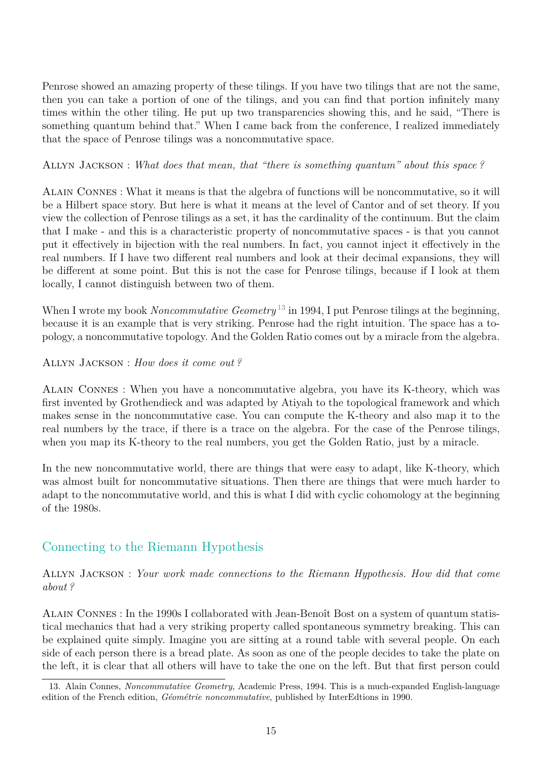Penrose showed an amazing property of these tilings. If you have two tilings that are not the same, then you can take a portion of one of the tilings, and you can find that portion infinitely many times within the other tiling. He put up two transparencies showing this, and he said, "There is something quantum behind that." When I came back from the conference, I realized immediately that the space of Penrose tilings was a noncommutative space.

Allyn Jackson : *What does that mean, that "there is something quantum" about this space ?*

Alain Connes : What it means is that the algebra of functions will be noncommutative, so it will be a Hilbert space story. But here is what it means at the level of Cantor and of set theory. If you view the collection of Penrose tilings as a set, it has the cardinality of the continuum. But the claim that I make - and this is a characteristic property of noncommutative spaces - is that you cannot put it effectively in bijection with the real numbers. In fact, you cannot inject it effectively in the real numbers. If I have two different real numbers and look at their decimal expansions, they will be different at some point. But this is not the case for Penrose tilings, because if I look at them locally, I cannot distinguish between two of them.

When I wrote my book *Noncommutative Geometry*[13] in 1994, I put Penrose tilings at the beginning, because it is an example that is very striking. Penrose had the right intuition. The space has a topology, a noncommutative topology. And the Golden Ratio comes out by a miracle from the algebra.

Allyn Jackson : *How does it come out ?*

Alain Connes : When you have a noncommutative algebra, you have its K-theory, which was first invented by Grothendieck and was adapted by Atiyah to the topological framework and which makes sense in the noncommutative case. You can compute the K-theory and also map it to the real numbers by the trace, if there is a trace on the algebra. For the case of the Penrose tilings, when you map its K-theory to the real numbers, you get the Golden Ratio, just by a miracle.

In the new noncommutative world, there are things that were easy to adapt, like K-theory, which was almost built for noncommutative situations. Then there are things that were much harder to adapt to the noncommutative world, and this is what I did with cyclic cohomology at the beginning of the 1980s.

## Connecting to the Riemann Hypothesis

Allyn Jackson : *Your work made connections to the Riemann Hypothesis. How did that come about ?*

Alain Connes : In the 1990s I collaborated with Jean-Benoît Bost on a system of quantum statistical mechanics that had a very striking property called spontaneous symmetry breaking. This can be explained quite simply. Imagine you are sitting at a round table with several people. On each side of each person there is a bread plate. As soon as one of the people decides to take the plate on the left, it is clear that all others will have to take the one on the left. But that first person could

13. Alain Connes, *Noncommutative Geometry*, Academic Press, 1994. This is a much-expanded English-language edition of the French edition, *Géométrie noncommutative*, published by InterEdtions in 1990.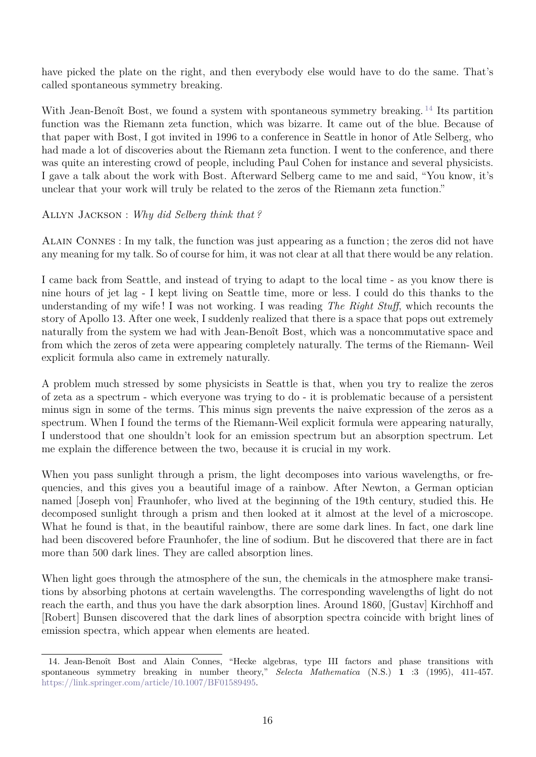have picked the plate on the right, and then everybody else would have to do the same. That's called spontaneous symmetry breaking.

With Jean-Benoît Bost, we found a system with spontaneous symmetry breaking.[14] Its partition function was the Riemann zeta function, which was bizarre. It came out of the blue. Because of that paper with Bost, I got invited in 1996 to a conference in Seattle in honor of Atle Selberg, who had made a lot of discoveries about the Riemann zeta function. I went to the conference, and there was quite an interesting crowd of people, including Paul Cohen for instance and several physicists. I gave a talk about the work with Bost. Afterward Selberg came to me and said, "You know, it's unclear that your work will truly be related to the zeros of the Riemann zeta function."

Allyn Jackson : *Why did Selberg think that ?*

Alain Connes : In my talk, the function was just appearing as a function ; the zeros did not have any meaning for my talk. So of course for him, it was not clear at all that there would be any relation.

I came back from Seattle, and instead of trying to adapt to the local time - as you know there is nine hours of jet lag - I kept living on Seattle time, more or less. I could do this thanks to the understanding of my wife ! I was not working. I was reading *The Right Stuff*, which recounts the story of Apollo 13. After one week, I suddenly realized that there is a space that pops out extremely naturally from the system we had with Jean-Benoît Bost, which was a noncommutative space and from which the zeros of zeta were appearing completely naturally. The terms of the Riemann- Weil explicit formula also came in extremely naturally.

A problem much stressed by some physicists in Seattle is that, when you try to realize the zeros of zeta as a spectrum - which everyone was trying to do - it is problematic because of a persistent minus sign in some of the terms. This minus sign prevents the naive expression of the zeros as a spectrum. When I found the terms of the Riemann-Weil explicit formula were appearing naturally, I understood that one shouldn't look for an emission spectrum but an absorption spectrum. Let me explain the difference between the two, because it is crucial in my work.

When you pass sunlight through a prism, the light decomposes into various wavelengths, or frequencies, and this gives you a beautiful image of a rainbow. After Newton, a German optician named [Joseph von] Fraunhofer, who lived at the beginning of the 19th century, studied this. He decomposed sunlight through a prism and then looked at it almost at the level of a microscope. What he found is that, in the beautiful rainbow, there are some dark lines. In fact, one dark line had been discovered before Fraunhofer, the line of sodium. But he discovered that there are in fact more than 500 dark lines. They are called absorption lines.

When light goes through the atmosphere of the sun, the chemicals in the atmosphere make transitions by absorbing photons at certain wavelengths. The corresponding wavelengths of light do not reach the earth, and thus you have the dark absorption lines. Around 1860, [Gustav] Kirchhoff and [Robert] Bunsen discovered that the dark lines of absorption spectra coincide with bright lines of emission spectra, which appear when elements are heated.

---

14. Jean-Benoît Bost and Alain Connes, "Hecke algebras, type III factors and phase transitions with spontaneous symmetry breaking in number theory," *Selecta Mathematica* (N.S.) **1** :3 (1995), 411-457. https://link.springer.com/article/10.1007/BF01589495.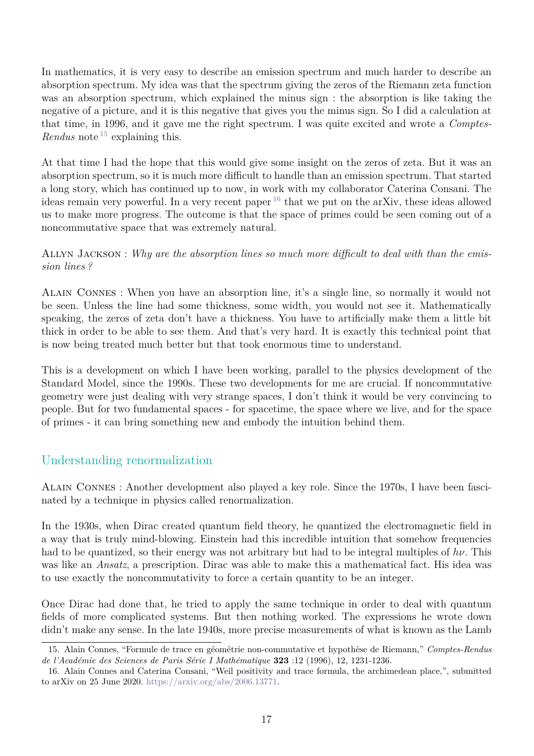In mathematics, it is very easy to describe an emission spectrum and much harder to describe an absorption spectrum. My idea was that the spectrum giving the zeros of the Riemann zeta function was an absorption spectrum, which explained the minus sign : the absorption is like taking the negative of a picture, and it is this negative that gives you the minus sign. So I did a calculation at that time, in 1996, and it gave me the right spectrum. I was quite excited and wrote a *Comptes-Rendus* note [15] explaining this.

At that time I had the hope that this would give some insight on the zeros of zeta. But it was an absorption spectrum, so it is much more difficult to handle than an emission spectrum. That started a long story, which has continued up to now, in work with my collaborator Caterina Consani. The ideas remain very powerful. In a very recent paper [16] that we put on the arXiv, these ideas allowed us to make more progress. The outcome is that the space of primes could be seen coming out of a noncommutative space that was extremely natural.

Allyn Jackson : *Why are the absorption lines so much more difficult to deal with than the emission lines ?*

Alain Connes : When you have an absorption line, it's a single line, so normally it would not be seen. Unless the line had some thickness, some width, you would not see it. Mathematically speaking, the zeros of zeta don't have a thickness. You have to artificially make them a little bit thick in order to be able to see them. And that's very hard. It is exactly this technical point that is now being treated much better but that took enormous time to understand.

This is a development on which I have been working, parallel to the physics development of the Standard Model, since the 1990s. These two developments for me are crucial. If noncommutative geometry were just dealing with very strange spaces, I don't think it would be very convincing to people. But for two fundamental spaces - for spacetime, the space where we live, and for the space of primes - it can bring something new and embody the intuition behind them.

## Understanding renormalization

Alain Connes : Another development also played a key role. Since the 1970s, I have been fascinated by a technique in physics called renormalization.

In the 1930s, when Dirac created quantum field theory, he quantized the electromagnetic field in a way that is truly mind-blowing. Einstein had this incredible intuition that somehow frequencies had to be quantized, so their energy was not arbitrary but had to be integral multiples of $h\nu$. This was like an *Ansatz*, a prescription. Dirac was able to make this a mathematical fact. His idea was to use exactly the noncommutativity to force a certain quantity to be an integer.

Once Dirac had done that, he tried to apply the same technique in order to deal with quantum fields of more complicated systems. But then nothing worked. The expressions he wrote down didn't make any sense. In the late 1940s, more precise measurements of what is known as the Lamb

15. Alain Connes, "Formule de trace en géométrie non-commutative et hypothèse de Riemann," *Comptes-Rendus de l'Académie des Sciences de Paris Série I Mathématique* **323** :12 (1996), 12, 1231-1236.

16. Alain Connes and Caterina Consani, "Weil positivity and trace formula, the archimedean place,", submitted to arXiv on 25 June 2020. https://arxiv.org/abs/2006.13771.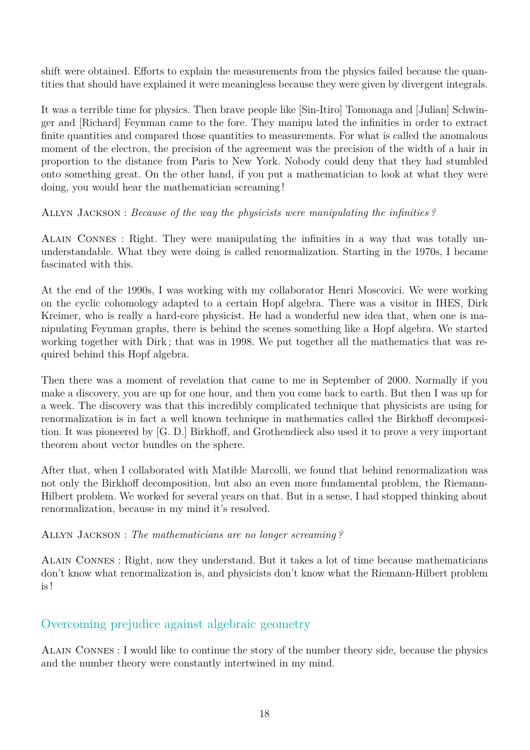shift were obtained. Efforts to explain the measurements from the physics failed because the quantities that should have explained it were meaningless because they were given by divergent integrals.

It was a terrible time for physics. Then brave people like [Sin-Itiro] Tomonaga and [Julian] Schwinger and [Richard] Feynman came to the fore. They manipu lated the infinities in order to extract finite quantities and compared those quantities to measurements. For what is called the anomalous moment of the electron, the precision of the agreement was the precision of the width of a hair in proportion to the distance from Paris to New York. Nobody could deny that they had stumbled onto something great. On the other hand, if you put a mathematician to look at what they were doing, you would hear the mathematician screaming !

Allyn Jackson : *Because of the way the physicists were manipulating the infinities ?*

Alain Connes : Right. They were manipulating the infinities in a way that was totally ununderstandable. What they were doing is called renormalization. Starting in the 1970s, I became fascinated with this.

At the end of the 1990s, I was working with my collaborator Henri Moscovici. We were working on the cyclic cohomology adapted to a certain Hopf algebra. There was a visitor in IHES, Dirk Kreimer, who is really a hard-core physicist. He had a wonderful new idea that, when one is manipulating Feynman graphs, there is behind the scenes something like a Hopf algebra. We started working together with Dirk ; that was in 1998. We put together all the mathematics that was required behind this Hopf algebra.

Then there was a moment of revelation that came to me in September of 2000. Normally if you make a discovery, you are up for one hour, and then you come back to earth. But then I was up for a week. The discovery was that this incredibly complicated technique that physicists are using for renormalization is in fact a well known technique in mathematics called the Birkhoff decomposition. It was pioneered by [G. D.] Birkhoff, and Grothendieck also used it to prove a very important theorem about vector bundles on the sphere.

After that, when I collaborated with Matilde Marcolli, we found that behind renormalization was not only the Birkhoff decomposition, but also an even more fundamental problem, the Riemann-Hilbert problem. We worked for several years on that. But in a sense, I had stopped thinking about renormalization, because in my mind it's resolved.

Allyn Jackson : *The mathematicians are no longer screaming ?*

Alain Connes : Right, now they understand. But it takes a lot of time because mathematicians don't know what renormalization is, and physicists don't know what the Riemann-Hilbert problem is !

## Overcoming prejudice against algebraic geometry

Alain Connes : I would like to continue the story of the number theory side, because the physics and the number theory were constantly intertwined in my mind.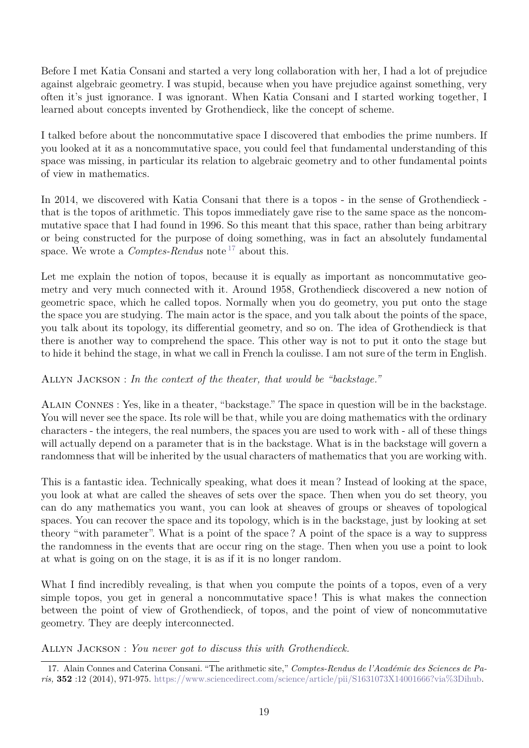Before I met Katia Consani and started a very long collaboration with her, I had a lot of prejudice against algebraic geometry. I was stupid, because when you have prejudice against something, very often it's just ignorance. I was ignorant. When Katia Consani and I started working together, I learned about concepts invented by Grothendieck, like the concept of scheme.

I talked before about the noncommutative space I discovered that embodies the prime numbers. If you looked at it as a noncommutative space, you could feel that fundamental understanding of this space was missing, in particular its relation to algebraic geometry and to other fundamental points of view in mathematics.

In 2014, we discovered with Katia Consani that there is a topos - in the sense of Grothendieck - that is the topos of arithmetic. This topos immediately gave rise to the same space as the noncommutative space that I had found in 1996. So this meant that this space, rather than being arbitrary or being constructed for the purpose of doing something, was in fact an absolutely fundamental space. We wrote a *Comptes-Rendus* note[17] about this.

Let me explain the notion of topos, because it is equally as important as noncommutative geometry and very much connected with it. Around 1958, Grothendieck discovered a new notion of geometric space, which he called topos. Normally when you do geometry, you put onto the stage the space you are studying. The main actor is the space, and you talk about the points of the space, you talk about its topology, its differential geometry, and so on. The idea of Grothendieck is that there is another way to comprehend the space. This other way is not to put it onto the stage but to hide it behind the stage, in what we call in French la coulisse. I am not sure of the term in English.

Allyn Jackson : *In the context of the theater, that would be "backstage."*

Alain Connes : Yes, like in a theater, "backstage." The space in question will be in the backstage. You will never see the space. Its role will be that, while you are doing mathematics with the ordinary characters - the integers, the real numbers, the spaces you are used to work with - all of these things will actually depend on a parameter that is in the backstage. What is in the backstage will govern a randomness that will be inherited by the usual characters of mathematics that you are working with.

This is a fantastic idea. Technically speaking, what does it mean ? Instead of looking at the space, you look at what are called the sheaves of sets over the space. Then when you do set theory, you can do any mathematics you want, you can look at sheaves of groups or sheaves of topological spaces. You can recover the space and its topology, which is in the backstage, just by looking at set theory "with parameter". What is a point of the space ? A point of the space is a way to suppress the randomness in the events that are occur ring on the stage. Then when you use a point to look at what is going on on the stage, it is as if it is no longer random.

What I find incredibly revealing, is that when you compute the points of a topos, even of a very simple topos, you get in general a noncommutative space ! This is what makes the connection between the point of view of Grothendieck, of topos, and the point of view of noncommutative geometry. They are deeply interconnected.

Allyn Jackson : *You never got to discuss this with Grothendieck.*

17. Alain Connes and Caterina Consani. "The arithmetic site," *Comptes-Rendus de l'Académie des Sciences de Paris,* **352** :12 (2014), 971-975. https://www.sciencedirect.com/science/article/pii/S1631073X14001666?via%3Dihub.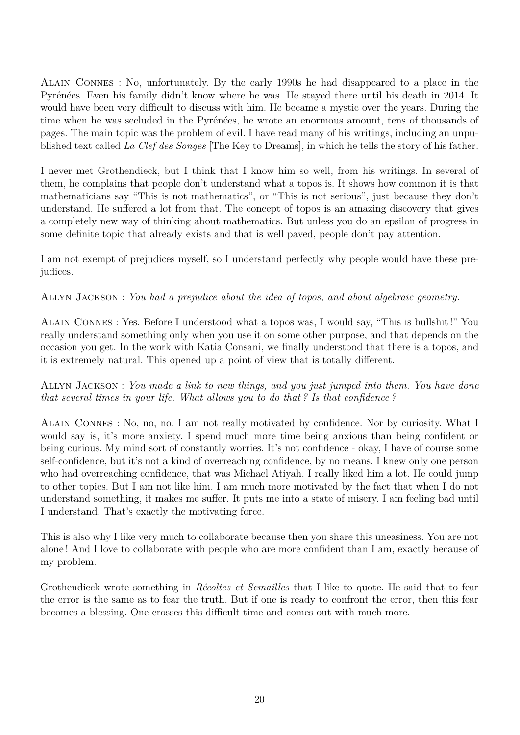Alain Connes : No, unfortunately. By the early 1990s he had disappeared to a place in the Pyrénées. Even his family didn't know where he was. He stayed there until his death in 2014. It would have been very difficult to discuss with him. He became a mystic over the years. During the time when he was secluded in the Pyrénées, he wrote an enormous amount, tens of thousands of pages. The main topic was the problem of evil. I have read many of his writings, including an unpublished text called *La Clef des Songes* [The Key to Dreams], in which he tells the story of his father.

I never met Grothendieck, but I think that I know him so well, from his writings. In several of them, he complains that people don't understand what a topos is. It shows how common it is that mathematicians say "This is not mathematics", or "This is not serious", just because they don't understand. He suffered a lot from that. The concept of topos is an amazing discovery that gives a completely new way of thinking about mathematics. But unless you do an epsilon of progress in some definite topic that already exists and that is well paved, people don't pay attention.

I am not exempt of prejudices myself, so I understand perfectly why people would have these prejudices.

Allyn Jackson : *You had a prejudice about the idea of topos, and about algebraic geometry.*

Alain Connes : Yes. Before I understood what a topos was, I would say, "This is bullshit!" You really understand something only when you use it on some other purpose, and that depends on the occasion you get. In the work with Katia Consani, we finally understood that there is a topos, and it is extremely natural. This opened up a point of view that is totally different.

Allyn Jackson : *You made a link to new things, and you just jumped into them. You have done that several times in your life. What allows you to do that? Is that confidence?*

Alain Connes : No, no, no. I am not really motivated by confidence. Nor by curiosity. What I would say is, it's more anxiety. I spend much more time being anxious than being confident or being curious. My mind sort of constantly worries. It's not confidence - okay, I have of course some self-confidence, but it's not a kind of overreaching confidence, by no means. I knew only one person who had overreaching confidence, that was Michael Atiyah. I really liked him a lot. He could jump to other topics. But I am not like him. I am much more motivated by the fact that when I do not understand something, it makes me suffer. It puts me into a state of misery. I am feeling bad until I understand. That's exactly the motivating force.

This is also why I like very much to collaborate because then you share this uneasiness. You are not alone! And I love to collaborate with people who are more confident than I am, exactly because of my problem.

Grothendieck wrote something in *Récoltes et Semailles* that I like to quote. He said that to fear the error is the same as to fear the truth. But if one is ready to confront the error, then this fear becomes a blessing. One crosses this difficult time and comes out with much more.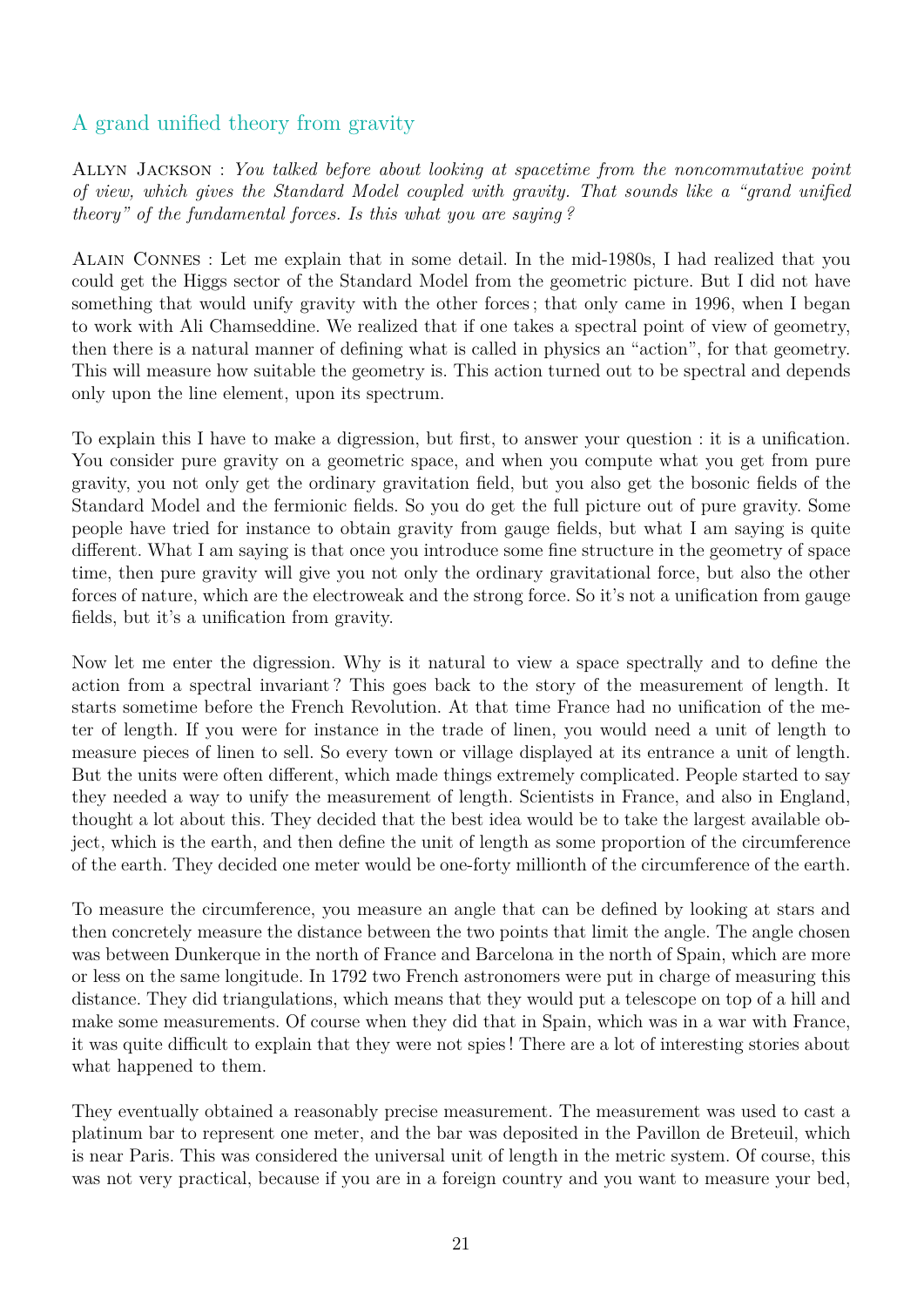## A grand unified theory from gravity

Allyn Jackson : *You talked before about looking at spacetime from the noncommutative point of view, which gives the Standard Model coupled with gravity. That sounds like a "grand unified theory" of the fundamental forces. Is this what you are saying ?*

Alain Connes : Let me explain that in some detail. In the mid-1980s, I had realized that you could get the Higgs sector of the Standard Model from the geometric picture. But I did not have something that would unify gravity with the other forces ; that only came in 1996, when I began to work with Ali Chamseddine. We realized that if one takes a spectral point of view of geometry, then there is a natural manner of defining what is called in physics an "action", for that geometry. This will measure how suitable the geometry is. This action turned out to be spectral and depends only upon the line element, upon its spectrum.

To explain this I have to make a digression, but first, to answer your question : it is a unification. You consider pure gravity on a geometric space, and when you compute what you get from pure gravity, you not only get the ordinary gravitation field, but you also get the bosonic fields of the Standard Model and the fermionic fields. So you do get the full picture out of pure gravity. Some people have tried for instance to obtain gravity from gauge fields, but what I am saying is quite different. What I am saying is that once you introduce some fine structure in the geometry of space time, then pure gravity will give you not only the ordinary gravitational force, but also the other forces of nature, which are the electroweak and the strong force. So it's not a unification from gauge fields, but it's a unification from gravity.

Now let me enter the digression. Why is it natural to view a space spectrally and to define the action from a spectral invariant ? This goes back to the story of the measurement of length. It starts sometime before the French Revolution. At that time France had no unification of the meter of length. If you were for instance in the trade of linen, you would need a unit of length to measure pieces of linen to sell. So every town or village displayed at its entrance a unit of length. But the units were often different, which made things extremely complicated. People started to say they needed a way to unify the measurement of length. Scientists in France, and also in England, thought a lot about this. They decided that the best idea would be to take the largest available object, which is the earth, and then define the unit of length as some proportion of the circumference of the earth. They decided one meter would be one-forty millionth of the circumference of the earth.

To measure the circumference, you measure an angle that can be defined by looking at stars and then concretely measure the distance between the two points that limit the angle. The angle chosen was between Dunkerque in the north of France and Barcelona in the north of Spain, which are more or less on the same longitude. In 1792 two French astronomers were put in charge of measuring this distance. They did triangulations, which means that they would put a telescope on top of a hill and make some measurements. Of course when they did that in Spain, which was in a war with France, it was quite difficult to explain that they were not spies ! There are a lot of interesting stories about what happened to them.

They eventually obtained a reasonably precise measurement. The measurement was used to cast a platinum bar to represent one meter, and the bar was deposited in the Pavillon de Breteuil, which is near Paris. This was considered the universal unit of length in the metric system. Of course, this was not very practical, because if you are in a foreign country and you want to measure your bed,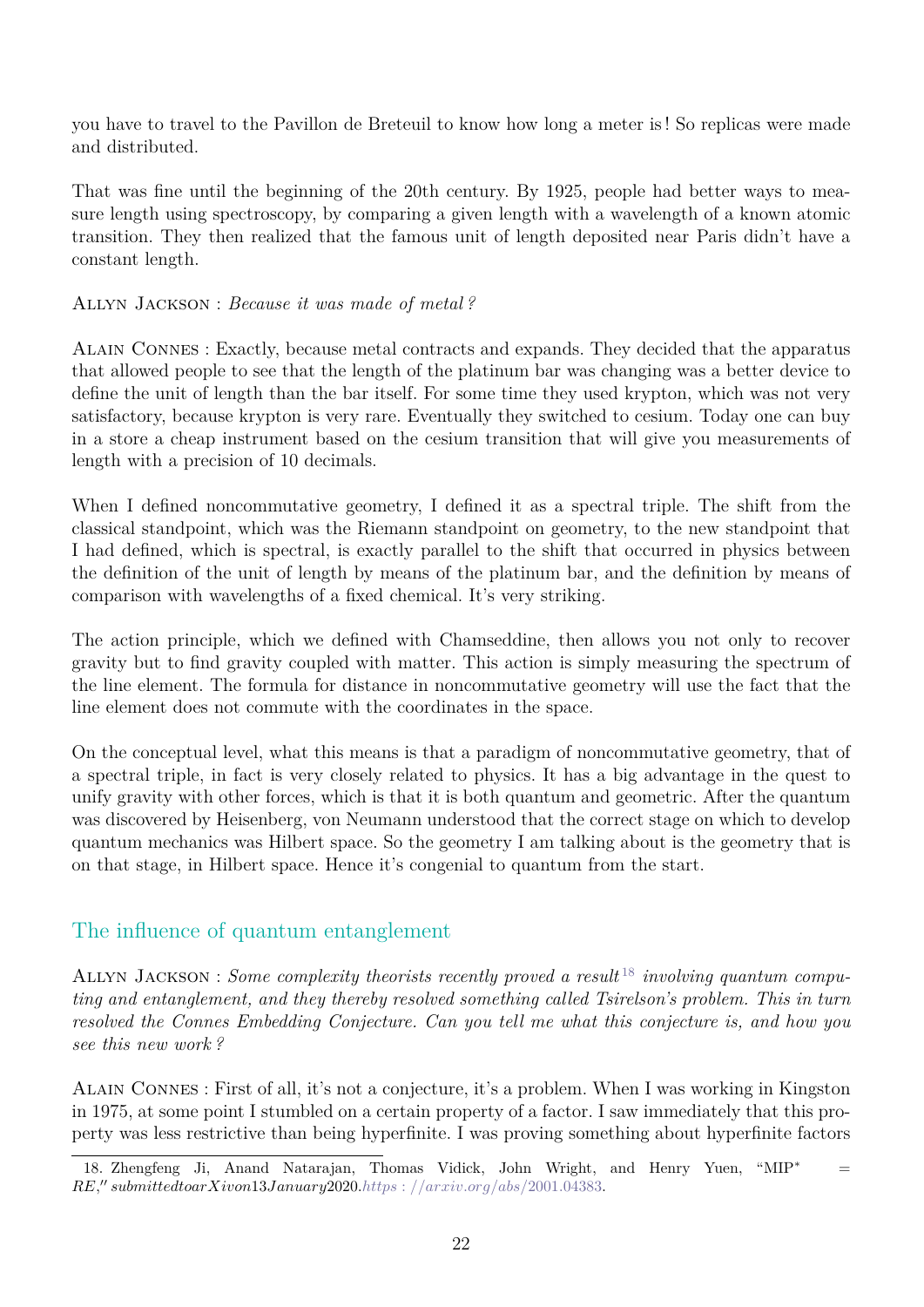you have to travel to the Pavillon de Breteuil to know how long a meter is! So replicas were made and distributed.

That was fine until the beginning of the 20th century. By 1925, people had better ways to measure length using spectroscopy, by comparing a given length with a wavelength of a known atomic transition. They then realized that the famous unit of length deposited near Paris didn't have a constant length.

Allyn Jackson : *Because it was made of metal?*

Alain Connes : Exactly, because metal contracts and expands. They decided that the apparatus that allowed people to see that the length of the platinum bar was changing was a better device to define the unit of length than the bar itself. For some time they used krypton, which was not very satisfactory, because krypton is very rare. Eventually they switched to cesium. Today one can buy in a store a cheap instrument based on the cesium transition that will give you measurements of length with a precision of 10 decimals.

When I defined noncommutative geometry, I defined it as a spectral triple. The shift from the classical standpoint, which was the Riemann standpoint on geometry, to the new standpoint that I had defined, which is spectral, is exactly parallel to the shift that occurred in physics between the definition of the unit of length by means of the platinum bar, and the definition by means of comparison with wavelengths of a fixed chemical. It's very striking.

The action principle, which we defined with Chamseddine, then allows you not only to recover gravity but to find gravity coupled with matter. This action is simply measuring the spectrum of the line element. The formula for distance in noncommutative geometry will use the fact that the line element does not commute with the coordinates in the space.

On the conceptual level, what this means is that a paradigm of noncommutative geometry, that of a spectral triple, in fact is very closely related to physics. It has a big advantage in the quest to unify gravity with other forces, which is that it is both quantum and geometric. After the quantum was discovered by Heisenberg, von Neumann understood that the correct stage on which to develop quantum mechanics was Hilbert space. So the geometry I am talking about is the geometry that is on that stage, in Hilbert space. Hence it's congenial to quantum from the start.

## The influence of quantum entanglement

Allyn Jackson : *Some complexity theorists recently proved a result*[18] *involving quantum computing and entanglement, and they thereby resolved something called Tsirelson's problem. This in turn resolved the Connes Embedding Conjecture. Can you tell me what this conjecture is, and how you see this new work?*

Alain Connes : First of all, it's not a conjecture, it's a problem. When I was working in Kingston in 1975, at some point I stumbled on a certain property of a factor. I saw immediately that this property was less restrictive than being hyperfinite. I was proving something about hyperfinite factors

18. Zhengfeng Ji, Anand Natarajan, Thomas Vidick, John Wright, and Henry Yuen, "MIP* = RE," submitted to arXiv on 13 January 2020. https://arxiv.org/abs/2001.04383.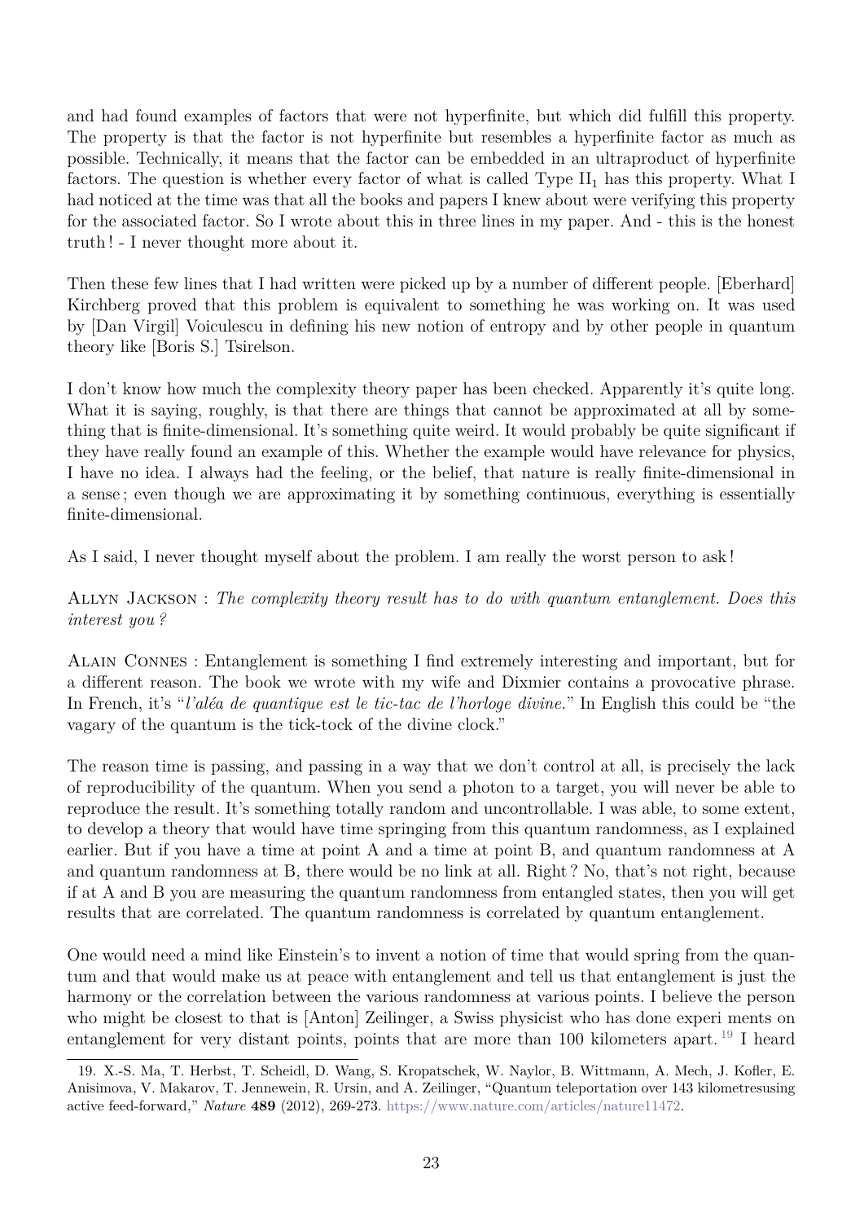and had found examples of factors that were not hyperfinite, but which did fulfill this property. The property is that the factor is not hyperfinite but resembles a hyperfinite factor as much as possible. Technically, it means that the factor can be embedded in an ultraproduct of hyperfinite factors. The question is whether every factor of what is called Type $\mathrm{II}_1$ has this property. What I had noticed at the time was that all the books and papers I knew about were verifying this property for the associated factor. So I wrote about this in three lines in my paper. And - this is the honest truth ! - I never thought more about it.

Then these few lines that I had written were picked up by a number of different people. [Eberhard] Kirchberg proved that this problem is equivalent to something he was working on. It was used by [Dan Virgil] Voiculescu in defining his new notion of entropy and by other people in quantum theory like [Boris S.] Tsirelson.

I don't know how much the complexity theory paper has been checked. Apparently it's quite long. What it is saying, roughly, is that there are things that cannot be approximated at all by something that is finite-dimensional. It's something quite weird. It would probably be quite significant if they have really found an example of this. Whether the example would have relevance for physics, I have no idea. I always had the feeling, or the belief, that nature is really finite-dimensional in a sense ; even though we are approximating it by something continuous, everything is essentially finite-dimensional.

As I said, I never thought myself about the problem. I am really the worst person to ask !

Allyn Jackson : *The complexity theory result has to do with quantum entanglement. Does this interest you ?*

Alain Connes : Entanglement is something I find extremely interesting and important, but for a different reason. The book we wrote with my wife and Dixmier contains a provocative phrase. In French, it's "*l'aléa de quantique est le tic-tac de l'horloge divine.*" In English this could be "the vagary of the quantum is the tick-tock of the divine clock."

The reason time is passing, and passing in a way that we don't control at all, is precisely the lack of reproducibility of the quantum. When you send a photon to a target, you will never be able to reproduce the result. It's something totally random and uncontrollable. I was able, to some extent, to develop a theory that would have time springing from this quantum randomness, as I explained earlier. But if you have a time at point A and a time at point B, and quantum randomness at A and quantum randomness at B, there would be no link at all. Right ? No, that's not right, because if at A and B you are measuring the quantum randomness from entangled states, then you will get results that are correlated. The quantum randomness is correlated by quantum entanglement.

One would need a mind like Einstein's to invent a notion of time that would spring from the quantum and that would make us at peace with entanglement and tell us that entanglement is just the harmony or the correlation between the various randomness at various points. I believe the person who might be closest to that is [Anton] Zeilinger, a Swiss physicist who has done experi ments on entanglement for very distant points, points that are more than 100 kilometers apart. [19] I heard

19. X.-S. Ma, T. Herbst, T. Scheidl, D. Wang, S. Kropatschek, W. Naylor, B. Wittmann, A. Mech, J. Kofler, E. Anisimova, V. Makarov, T. Jennewein, R. Ursin, and A. Zeilinger, "Quantum teleportation over 143 kilometresusing active feed-forward," *Nature* **489** (2012), 269-273. https://www.nature.com/articles/nature11472.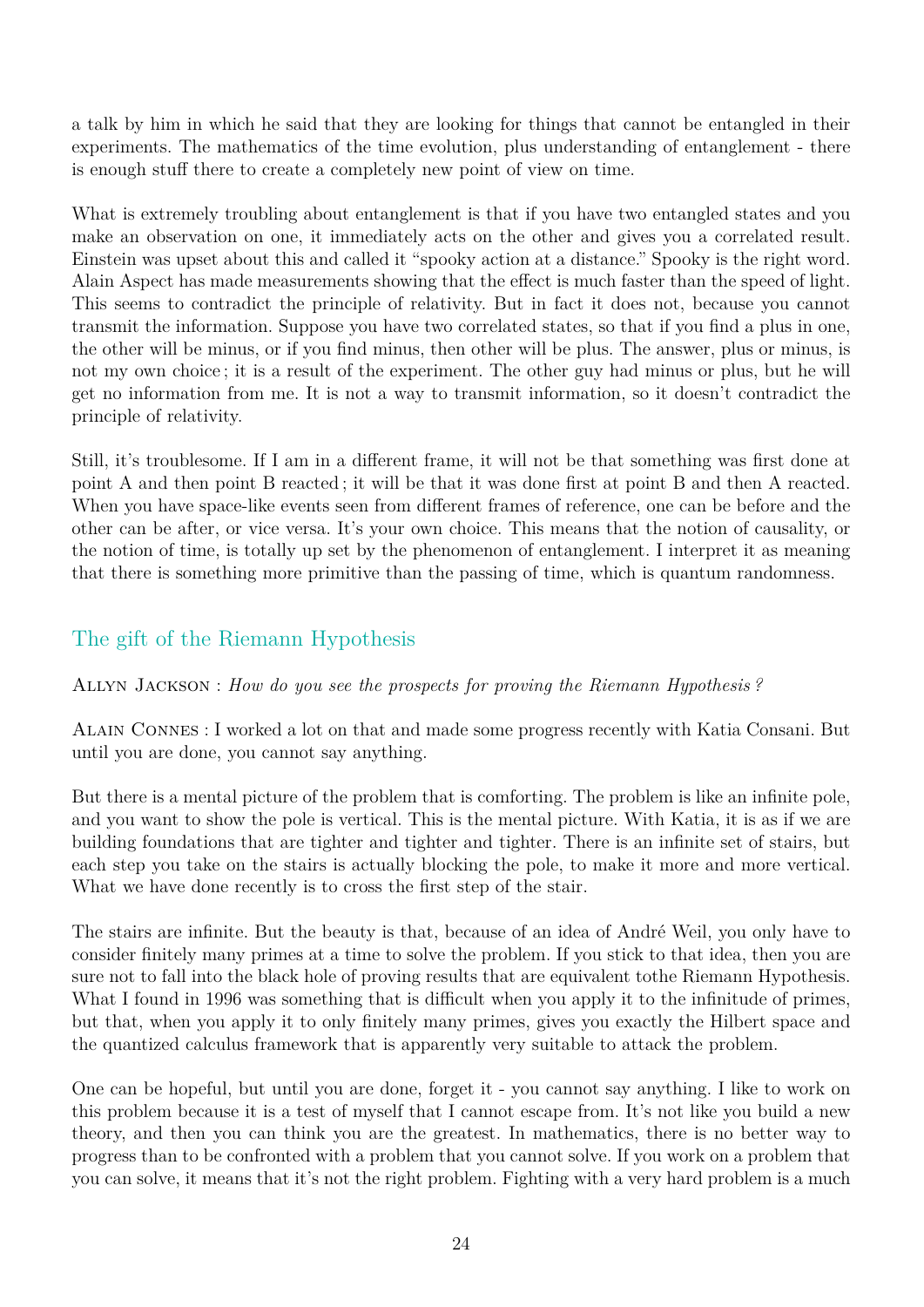a talk by him in which he said that they are looking for things that cannot be entangled in their experiments. The mathematics of the time evolution, plus understanding of entanglement - there is enough stuff there to create a completely new point of view on time.

What is extremely troubling about entanglement is that if you have two entangled states and you make an observation on one, it immediately acts on the other and gives you a correlated result. Einstein was upset about this and called it "spooky action at a distance." Spooky is the right word. Alain Aspect has made measurements showing that the effect is much faster than the speed of light. This seems to contradict the principle of relativity. But in fact it does not, because you cannot transmit the information. Suppose you have two correlated states, so that if you find a plus in one, the other will be minus, or if you find minus, then other will be plus. The answer, plus or minus, is not my own choice ; it is a result of the experiment. The other guy had minus or plus, but he will get no information from me. It is not a way to transmit information, so it doesn't contradict the principle of relativity.

Still, it's troublesome. If I am in a different frame, it will not be that something was first done at point A and then point B reacted ; it will be that it was done first at point B and then A reacted. When you have space-like events seen from different frames of reference, one can be before and the other can be after, or vice versa. It's your own choice. This means that the notion of causality, or the notion of time, is totally up set by the phenomenon of entanglement. I interpret it as meaning that there is something more primitive than the passing of time, which is quantum randomness.

## The gift of the Riemann Hypothesis

Allyn Jackson : *How do you see the prospects for proving the Riemann Hypothesis ?*

Alain Connes : I worked a lot on that and made some progress recently with Katia Consani. But until you are done, you cannot say anything.

But there is a mental picture of the problem that is comforting. The problem is like an infinite pole, and you want to show the pole is vertical. This is the mental picture. With Katia, it is as if we are building foundations that are tighter and tighter and tighter. There is an infinite set of stairs, but each step you take on the stairs is actually blocking the pole, to make it more and more vertical. What we have done recently is to cross the first step of the stair.

The stairs are infinite. But the beauty is that, because of an idea of André Weil, you only have to consider finitely many primes at a time to solve the problem. If you stick to that idea, then you are sure not to fall into the black hole of proving results that are equivalent tothe Riemann Hypothesis. What I found in 1996 was something that is difficult when you apply it to the infinitude of primes, but that, when you apply it to only finitely many primes, gives you exactly the Hilbert space and the quantized calculus framework that is apparently very suitable to attack the problem.

One can be hopeful, but until you are done, forget it - you cannot say anything. I like to work on this problem because it is a test of myself that I cannot escape from. It's not like you build a new theory, and then you can think you are the greatest. In mathematics, there is no better way to progress than to be confronted with a problem that you cannot solve. If you work on a problem that you can solve, it means that it's not the right problem. Fighting with a very hard problem is a much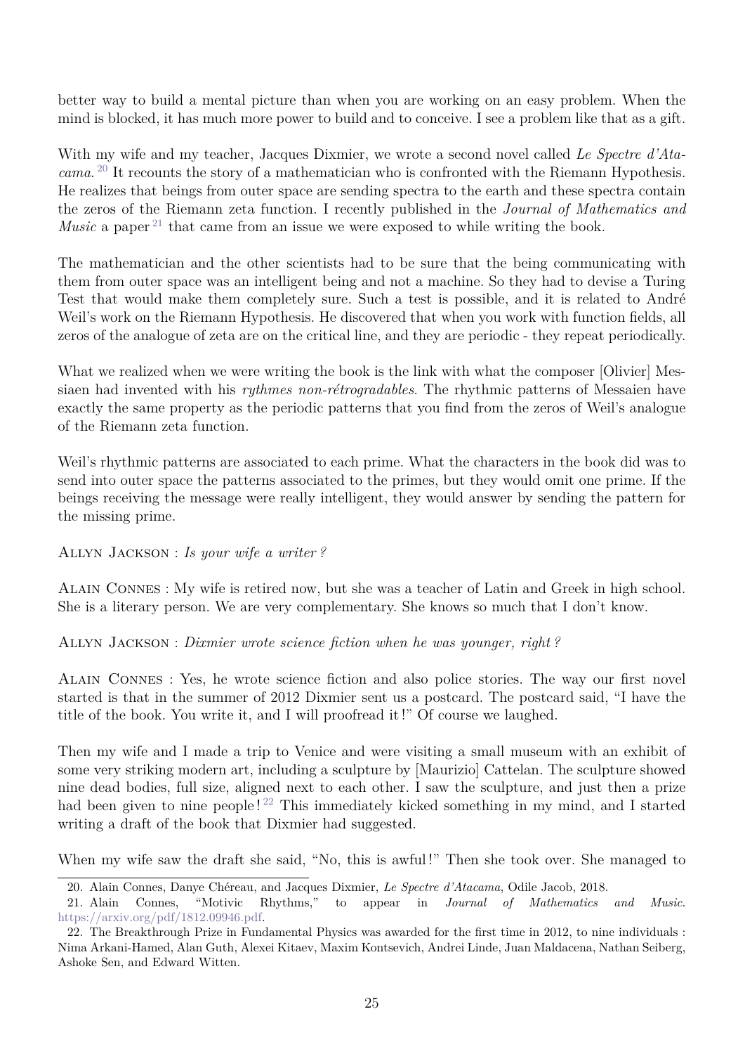better way to build a mental picture than when you are working on an easy problem. When the mind is blocked, it has much more power to build and to conceive. I see a problem like that as a gift.

With my wife and my teacher, Jacques Dixmier, we wrote a second novel called *Le Spectre d'Atacama.* [20] It recounts the story of a mathematician who is confronted with the Riemann Hypothesis. He realizes that beings from outer space are sending spectra to the earth and these spectra contain the zeros of the Riemann zeta function. I recently published in the *Journal of Mathematics and Music* a paper [21] that came from an issue we were exposed to while writing the book.

The mathematician and the other scientists had to be sure that the being communicating with them from outer space was an intelligent being and not a machine. So they had to devise a Turing Test that would make them completely sure. Such a test is possible, and it is related to André Weil's work on the Riemann Hypothesis. He discovered that when you work with function fields, all zeros of the analogue of zeta are on the critical line, and they are periodic - they repeat periodically.

What we realized when we were writing the book is the link with what the composer [Olivier] Messiaen had invented with his *rythmes non-rétrogradables*. The rhythmic patterns of Messaien have exactly the same property as the periodic patterns that you find from the zeros of Weil's analogue of the Riemann zeta function.

Weil's rhythmic patterns are associated to each prime. What the characters in the book did was to send into outer space the patterns associated to the primes, but they would omit one prime. If the beings receiving the message were really intelligent, they would answer by sending the pattern for the missing prime.

ALLYN JACKSON : *Is your wife a writer ?*

ALAIN CONNES : My wife is retired now, but she was a teacher of Latin and Greek in high school. She is a literary person. We are very complementary. She knows so much that I don't know.

ALLYN JACKSON : *Dixmier wrote science fiction when he was younger, right ?*

ALAIN CONNES : Yes, he wrote science fiction and also police stories. The way our first novel started is that in the summer of 2012 Dixmier sent us a postcard. The postcard said, "I have the title of the book. You write it, and I will proofread it !" Of course we laughed.

Then my wife and I made a trip to Venice and were visiting a small museum with an exhibit of some very striking modern art, including a sculpture by [Maurizio] Cattelan. The sculpture showed nine dead bodies, full size, aligned next to each other. I saw the sculpture, and just then a prize had been given to nine people ! [22] This immediately kicked something in my mind, and I started writing a draft of the book that Dixmier had suggested.

When my wife saw the draft she said, "No, this is awful !" Then she took over. She managed to

20. Alain Connes, Danye Chéreau, and Jacques Dixmier, *Le Spectre d'Atacama*, Odile Jacob, 2018.

21. Alain Connes, "Motivic Rhythms," to appear in *Journal of Mathematics and Music*. https://arxiv.org/pdf/1812.09946.pdf.

22. The Breakthrough Prize in Fundamental Physics was awarded for the first time in 2012, to nine individuals : Nima Arkani-Hamed, Alan Guth, Alexei Kitaev, Maxim Kontsevich, Andrei Linde, Juan Maldacena, Nathan Seiberg, Ashoke Sen, and Edward Witten.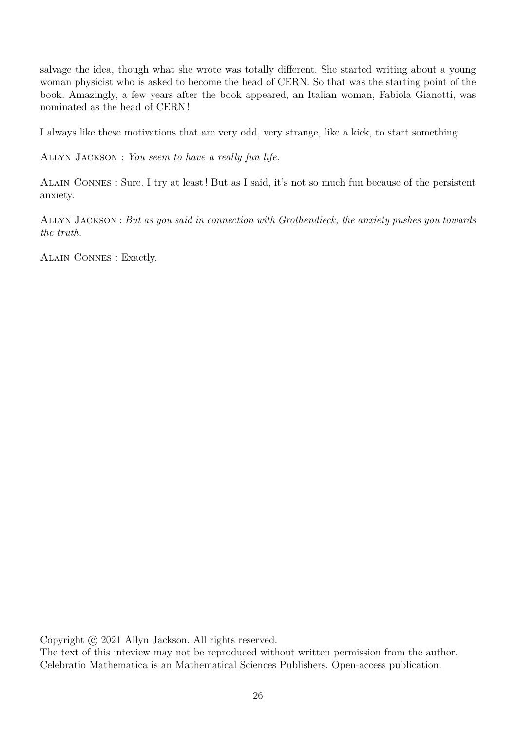salvage the idea, though what she wrote was totally different. She started writing about a young woman physicist who is asked to become the head of CERN. So that was the starting point of the book. Amazingly, a few years after the book appeared, an Italian woman, Fabiola Gianotti, was nominated as the head of CERN!

I always like these motivations that are very odd, very strange, like a kick, to start something.

Allyn Jackson : *You seem to have a really fun life.*

Alain Connes : Sure. I try at least! But as I said, it's not so much fun because of the persistent anxiety.

Allyn Jackson : *But as you said in connection with Grothendieck, the anxiety pushes you towards the truth.*

Alain Connes : Exactly.

Copyright © 2021 Allyn Jackson. All rights reserved.
The text of this inteview may not be reproduced without written permission from the author.
Celebratio Mathematica is an Mathematical Sciences Publishers. Open-access publication.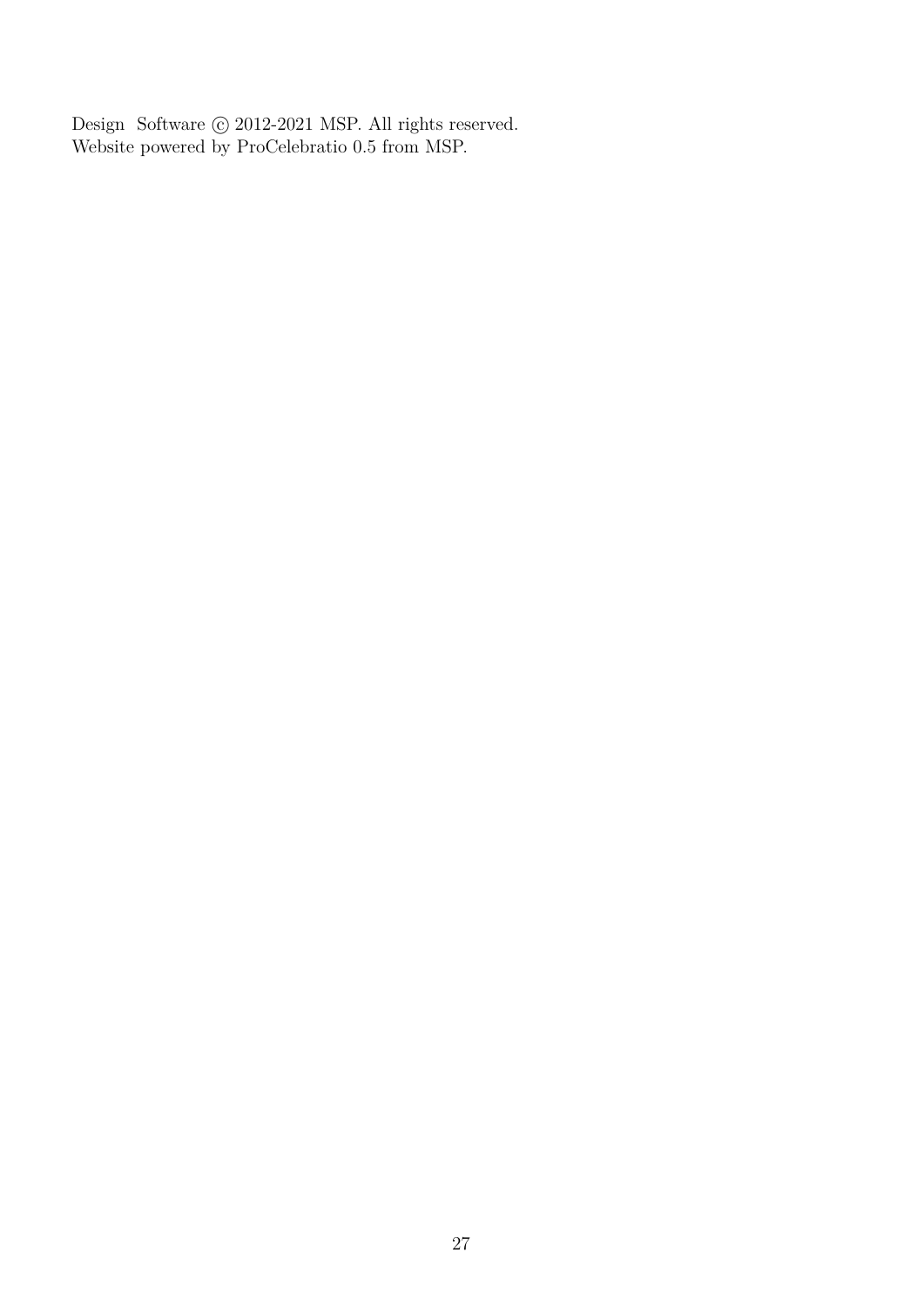Design Software © 2012-2021 MSP. All rights reserved.
Website powered by ProCelebratio 0.5 from MSP.